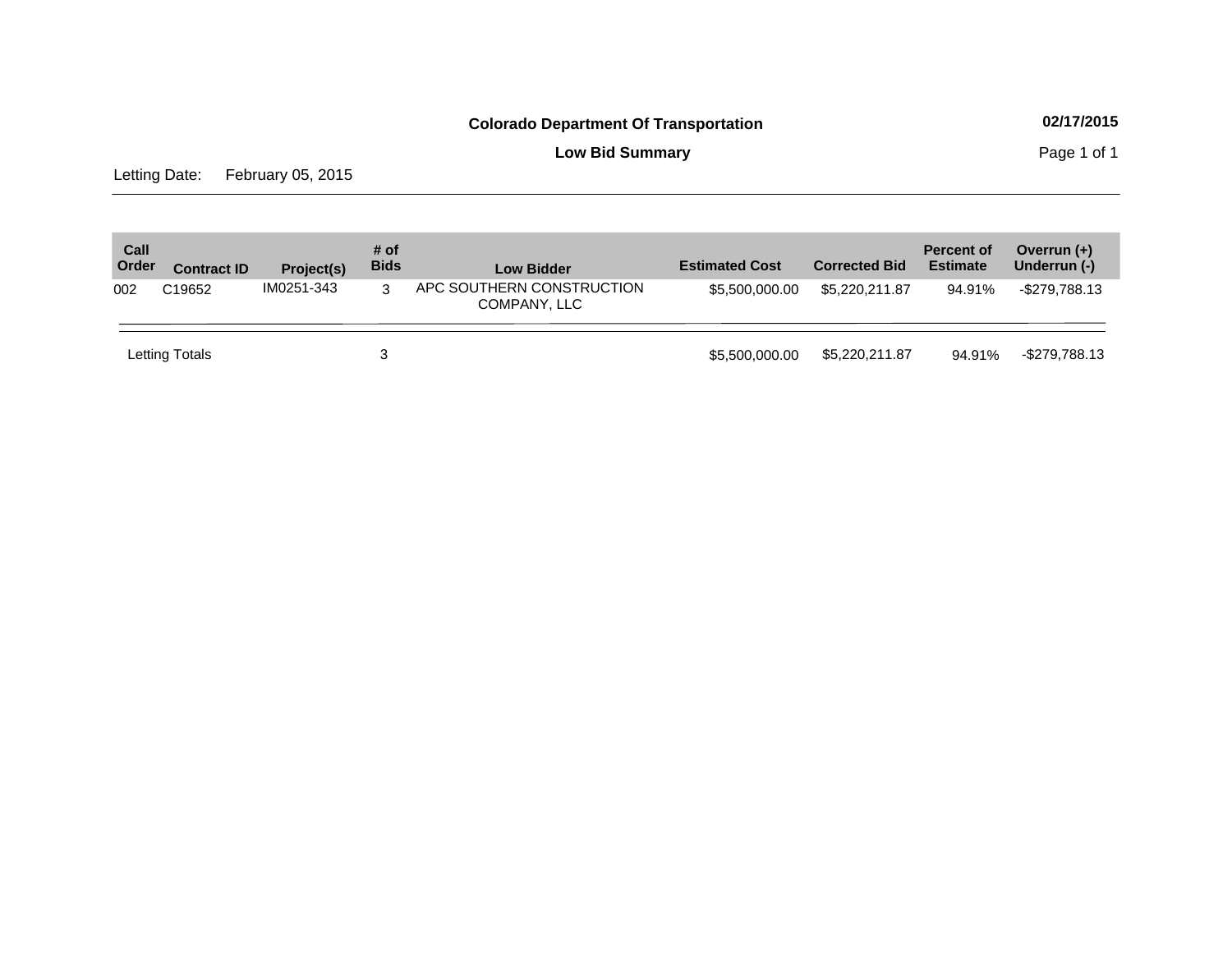**Colorado Department Of Transportation**

**02/17/2015**

**Low Bid Summary**

Letting Date: February 05, 2015

| Call Order | Contract ID | Project(s) | # of Bids | Low Bidder | Estimated Cost | Corrected Bid | Percent of Estimate | Overrun (+) Underrun (-) |
|---|---|---|---|---|---|---|---|---|
| 002 | C19652 | IM0251-343 | 3 | APC SOUTHERN CONSTRUCTION COMPANY, LLC | $5,500,000.00 | $5,220,211.87 | 94.91% | -$279,788.13 |
| Letting Totals | | | 3 | | $5,500,000.00 | $5,220,211.87 | 94.91% | -$279,788.13 |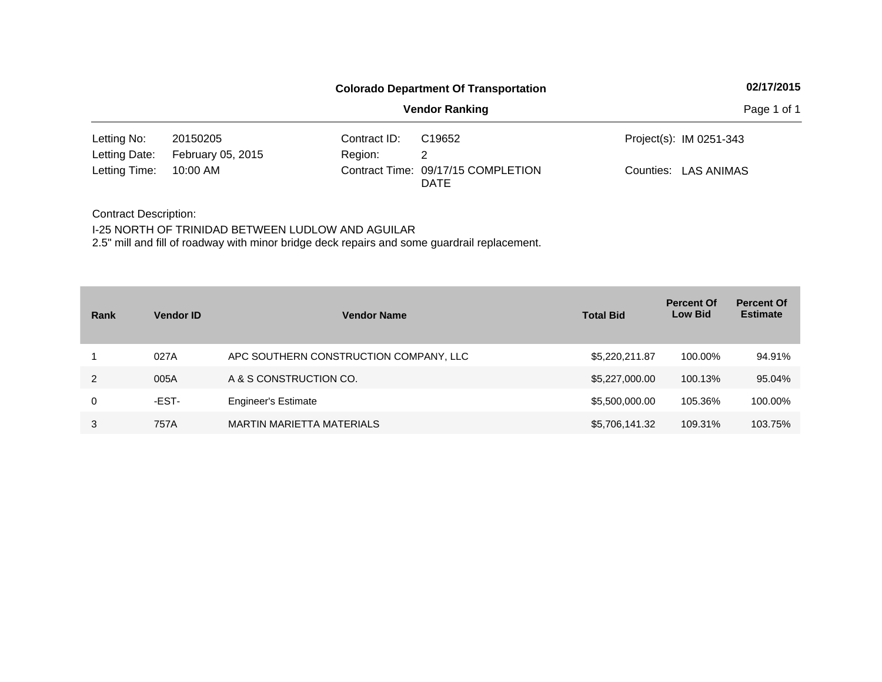**Colorado Department Of Transportation**

02/17/2015

**Vendor Ranking**

| | | | | | |
|---|---|---|---|---|---|
| Letting No: | 20150205 | Contract ID: | C19652 | Project(s): | IM 0251-343 |
| Letting Date: | February 05, 2015 | Region: | 2 | | |
| Letting Time: | 10:00 AM | Contract Time: | 09/17/15 COMPLETION DATE | Counties: | LAS ANIMAS |

Contract Description:

I-25 NORTH OF TRINIDAD BETWEEN LUDLOW AND AGUILAR
2.5" mill and fill of roadway with minor bridge deck repairs and some guardrail replacement.

| Rank | Vendor ID | Vendor Name | Total Bid | Percent Of Low Bid | Percent Of Estimate |
|---|---|---|---|---|---|
| 1 | 027A | APC SOUTHERN CONSTRUCTION COMPANY, LLC | $5,220,211.87 | 100.00% | 94.91% |
| 2 | 005A | A & S CONSTRUCTION CO. | $5,227,000.00 | 100.13% | 95.04% |
| 0 | -EST- | Engineer's Estimate | $5,500,000.00 | 105.36% | 100.00% |
| 3 | 757A | MARTIN MARIETTA MATERIALS | $5,706,141.32 | 109.31% | 103.75% |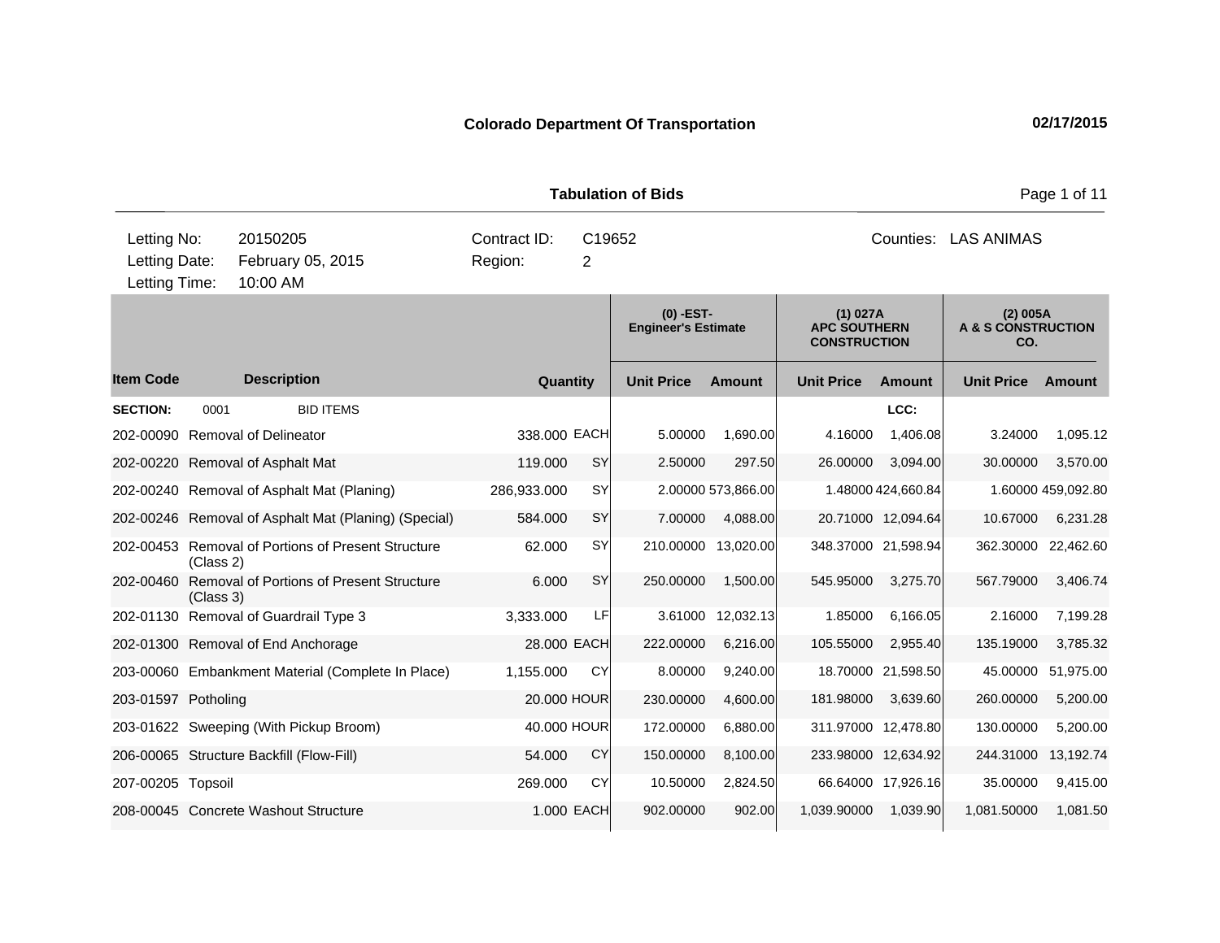**Colorado Department Of Transportation** — 02/17/2015

**Tabulation of Bids**

| Letting No: | 20150205 | Contract ID: | C19652 | Counties: | LAS ANIMAS |
|---|---|---|---|---|---|
| Letting Date: | February 05, 2015 | Region: | 2 | | |
| Letting Time: | 10:00 AM | | | | |

| Item Code | Description | Quantity | | (0) -EST- Engineer's Estimate | | (1) 027A APC SOUTHERN CONSTRUCTION | | (2) 005A A & S CONSTRUCTION CO. | |
|---|---|---|---|---|---|---|---|---|---|
| | | | | Unit Price | Amount | Unit Price | Amount | Unit Price | Amount |
| **SECTION:** | 0001 BID ITEMS | | | | | | LCC: | | |
| 202-00090 | Removal of Delineator | 338.000 | EACH | 5.00000 | 1,690.00 | 4.16000 | 1,406.08 | 3.24000 | 1,095.12 |
| 202-00220 | Removal of Asphalt Mat | 119.000 | SY | 2.50000 | 297.50 | 26.00000 | 3,094.00 | 30.00000 | 3,570.00 |
| 202-00240 | Removal of Asphalt Mat (Planing) | 286,933.000 | SY | 2.00000 | 573,866.00 | 1.48000 | 424,660.84 | 1.60000 | 459,092.80 |
| 202-00246 | Removal of Asphalt Mat (Planing) (Special) | 584.000 | SY | 7.00000 | 4,088.00 | 20.71000 | 12,094.64 | 10.67000 | 6,231.28 |
| 202-00453 | Removal of Portions of Present Structure (Class 2) | 62.000 | SY | 210.00000 | 13,020.00 | 348.37000 | 21,598.94 | 362.30000 | 22,462.60 |
| 202-00460 | Removal of Portions of Present Structure (Class 3) | 6.000 | SY | 250.00000 | 1,500.00 | 545.95000 | 3,275.70 | 567.79000 | 3,406.74 |
| 202-01130 | Removal of Guardrail Type 3 | 3,333.000 | LF | 3.61000 | 12,032.13 | 1.85000 | 6,166.05 | 2.16000 | 7,199.28 |
| 202-01300 | Removal of End Anchorage | 28.000 | EACH | 222.00000 | 6,216.00 | 105.55000 | 2,955.40 | 135.19000 | 3,785.32 |
| 203-00060 | Embankment Material (Complete In Place) | 1,155.000 | CY | 8.00000 | 9,240.00 | 18.70000 | 21,598.50 | 45.00000 | 51,975.00 |
| 203-01597 | Potholing | 20.000 | HOUR | 230.00000 | 4,600.00 | 181.98000 | 3,639.60 | 260.00000 | 5,200.00 |
| 203-01622 | Sweeping (With Pickup Broom) | 40.000 | HOUR | 172.00000 | 6,880.00 | 311.97000 | 12,478.80 | 130.00000 | 5,200.00 |
| 206-00065 | Structure Backfill (Flow-Fill) | 54.000 | CY | 150.00000 | 8,100.00 | 233.98000 | 12,634.92 | 244.31000 | 13,192.74 |
| 207-00205 | Topsoil | 269.000 | CY | 10.50000 | 2,824.50 | 66.64000 | 17,926.16 | 35.00000 | 9,415.00 |
| 208-00045 | Concrete Washout Structure | 1.000 | EACH | 902.00000 | 902.00 | 1,039.90000 | 1,039.90 | 1,081.50000 | 1,081.50 |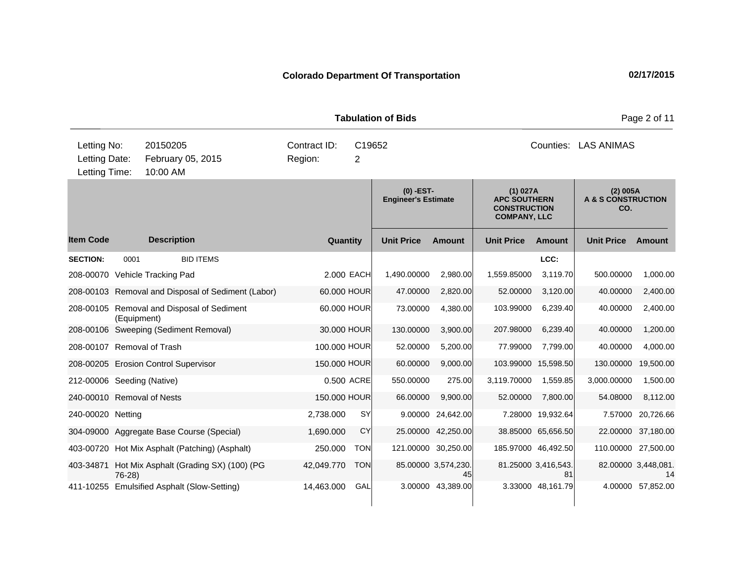**Colorado Department Of Transportation** 02/17/2015

**Tabulation of Bids**

| | | | | | |
|---|---|---|---|---|---|
| Letting No: | 20150205 | Contract ID: | C19652 | Counties: | LAS ANIMAS |
| Letting Date: | February 05, 2015 | Region: | 2 | | |
| Letting Time: | 10:00 AM | | | | |

| | | | | (0) -EST- Engineer's Estimate | | (1) 027A APC SOUTHERN CONSTRUCTION COMPANY, LLC | | (2) 005A A & S CONSTRUCTION CO. | |
|---|---|---|---|---|---|---|---|---|---|
| **Item Code** | **Description** | **Quantity** | | **Unit Price** | **Amount** | **Unit Price** | **Amount** | **Unit Price** | **Amount** |
| **SECTION:** | 0001 BID ITEMS | | | | | | LCC: | | |
| 208-00070 | Vehicle Tracking Pad | 2.000 | EACH | 1,490.00000 | 2,980.00 | 1,559.85000 | 3,119.70 | 500.00000 | 1,000.00 |
| 208-00103 | Removal and Disposal of Sediment (Labor) | 60.000 | HOUR | 47.00000 | 2,820.00 | 52.00000 | 3,120.00 | 40.00000 | 2,400.00 |
| 208-00105 | Removal and Disposal of Sediment (Equipment) | 60.000 | HOUR | 73.00000 | 4,380.00 | 103.99000 | 6,239.40 | 40.00000 | 2,400.00 |
| 208-00106 | Sweeping (Sediment Removal) | 30.000 | HOUR | 130.00000 | 3,900.00 | 207.98000 | 6,239.40 | 40.00000 | 1,200.00 |
| 208-00107 | Removal of Trash | 100.000 | HOUR | 52.00000 | 5,200.00 | 77.99000 | 7,799.00 | 40.00000 | 4,000.00 |
| 208-00205 | Erosion Control Supervisor | 150.000 | HOUR | 60.00000 | 9,000.00 | 103.99000 | 15,598.50 | 130.00000 | 19,500.00 |
| 212-00006 | Seeding (Native) | 0.500 | ACRE | 550.00000 | 275.00 | 3,119.70000 | 1,559.85 | 3,000.00000 | 1,500.00 |
| 240-00010 | Removal of Nests | 150.000 | HOUR | 66.00000 | 9,900.00 | 52.00000 | 7,800.00 | 54.08000 | 8,112.00 |
| 240-00020 | Netting | 2,738.000 | SY | 9.00000 | 24,642.00 | 7.28000 | 19,932.64 | 7.57000 | 20,726.66 |
| 304-09000 | Aggregate Base Course (Special) | 1,690.000 | CY | 25.00000 | 42,250.00 | 38.85000 | 65,656.50 | 22.00000 | 37,180.00 |
| 403-00720 | Hot Mix Asphalt (Patching) (Asphalt) | 250.000 | TON | 121.00000 | 30,250.00 | 185.97000 | 46,492.50 | 110.00000 | 27,500.00 |
| 403-34871 | Hot Mix Asphalt (Grading SX) (100) (PG 76-28) | 42,049.770 | TON | 85.00000 | 3,574,230.45 | 81.25000 | 3,416,543.81 | 82.00000 | 3,448,081.14 |
| 411-10255 | Emulsified Asphalt (Slow-Setting) | 14,463.000 | GAL | 3.00000 | 43,389.00 | 3.33000 | 48,161.79 | 4.00000 | 57,852.00 |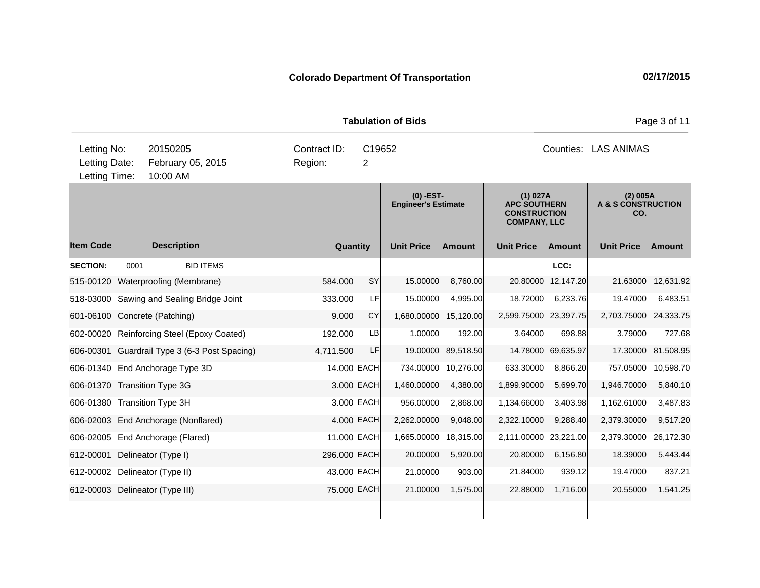**Colorado Department Of Transportation** 02/17/2015

**Tabulation of Bids**

| Letting No: | 20150205 | Contract ID: | C19652 | Counties: | LAS ANIMAS |
|---|---|---|---|---|---|
| Letting Date: | February 05, 2015 | Region: | 2 | | |
| Letting Time: | 10:00 AM | | | | |

| | | | | (0) -EST- Engineer's Estimate | | (1) 027A APC SOUTHERN CONSTRUCTION COMPANY, LLC | | (2) 005A A & S CONSTRUCTION CO. | |
|---|---|---|---|---|---|---|---|---|---|
| **Item Code** | **Description** | **Quantity** | | **Unit Price** | **Amount** | **Unit Price** | **Amount** | **Unit Price** | **Amount** |
| **SECTION:** | 0001 BID ITEMS | | | | | | **LCC:** | | |
| 515-00120 | Waterproofing (Membrane) | 584.000 | SY | 15.00000 | 8,760.00 | 20.80000 | 12,147.20 | 21.63000 | 12,631.92 |
| 518-03000 | Sawing and Sealing Bridge Joint | 333.000 | LF | 15.00000 | 4,995.00 | 18.72000 | 6,233.76 | 19.47000 | 6,483.51 |
| 601-06100 | Concrete (Patching) | 9.000 | CY | 1,680.00000 | 15,120.00 | 2,599.75000 | 23,397.75 | 2,703.75000 | 24,333.75 |
| 602-00020 | Reinforcing Steel (Epoxy Coated) | 192.000 | LB | 1.00000 | 192.00 | 3.64000 | 698.88 | 3.79000 | 727.68 |
| 606-00301 | Guardrail Type 3 (6-3 Post Spacing) | 4,711.500 | LF | 19.00000 | 89,518.50 | 14.78000 | 69,635.97 | 17.30000 | 81,508.95 |
| 606-01340 | End Anchorage Type 3D | 14.000 | EACH | 734.00000 | 10,276.00 | 633.30000 | 8,866.20 | 757.05000 | 10,598.70 |
| 606-01370 | Transition Type 3G | 3.000 | EACH | 1,460.00000 | 4,380.00 | 1,899.90000 | 5,699.70 | 1,946.70000 | 5,840.10 |
| 606-01380 | Transition Type 3H | 3.000 | EACH | 956.00000 | 2,868.00 | 1,134.66000 | 3,403.98 | 1,162.61000 | 3,487.83 |
| 606-02003 | End Anchorage (Nonflared) | 4.000 | EACH | 2,262.00000 | 9,048.00 | 2,322.10000 | 9,288.40 | 2,379.30000 | 9,517.20 |
| 606-02005 | End Anchorage (Flared) | 11.000 | EACH | 1,665.00000 | 18,315.00 | 2,111.00000 | 23,221.00 | 2,379.30000 | 26,172.30 |
| 612-00001 | Delineator (Type I) | 296.000 | EACH | 20.00000 | 5,920.00 | 20.80000 | 6,156.80 | 18.39000 | 5,443.44 |
| 612-00002 | Delineator (Type II) | 43.000 | EACH | 21.00000 | 903.00 | 21.84000 | 939.12 | 19.47000 | 837.21 |
| 612-00003 | Delineator (Type III) | 75.000 | EACH | 21.00000 | 1,575.00 | 22.88000 | 1,716.00 | 20.55000 | 1,541.25 |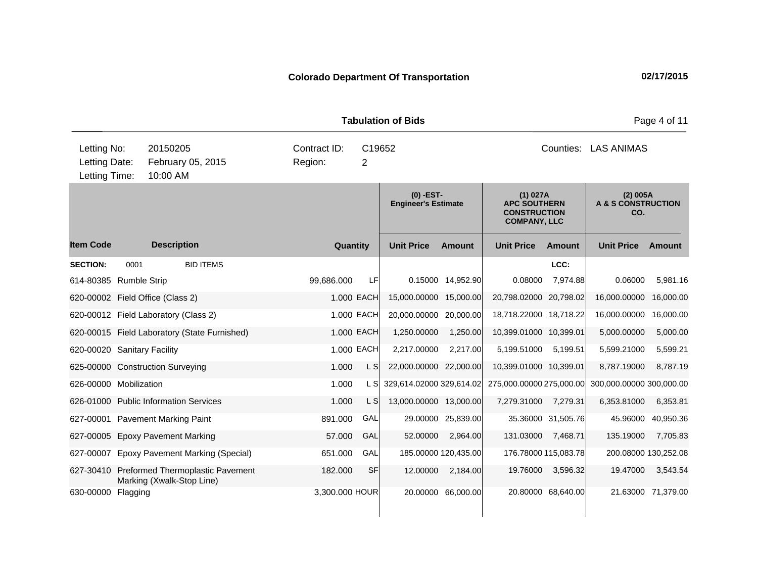**Colorado Department Of Transportation** 02/17/2015

**Tabulation of Bids**

| | | | | | |
|---|---|---|---|---|---|
| Letting No: | 20150205 | Contract ID: | C19652 | Counties: | LAS ANIMAS |
| Letting Date: | February 05, 2015 | Region: | 2 | | |
| Letting Time: | 10:00 AM | | | | |

| Item Code | Description | Quantity | | (0) -EST- Engineer's Estimate | | (1) 027A APC SOUTHERN CONSTRUCTION COMPANY, LLC | | (2) 005A A & S CONSTRUCTION CO. | |
|---|---|---|---|---|---|---|---|---|---|
| | | | | Unit Price | Amount | Unit Price | Amount | Unit Price | Amount |
| **SECTION:** | 0001 BID ITEMS | | | | | | LCC: | | |
| 614-80385 | Rumble Strip | 99,686.000 | LF | 0.15000 | 14,952.90 | 0.08000 | 7,974.88 | 0.06000 | 5,981.16 |
| 620-00002 | Field Office (Class 2) | 1.000 | EACH | 15,000.00000 | 15,000.00 | 20,798.02000 | 20,798.02 | 16,000.00000 | 16,000.00 |
| 620-00012 | Field Laboratory (Class 2) | 1.000 | EACH | 20,000.00000 | 20,000.00 | 18,718.22000 | 18,718.22 | 16,000.00000 | 16,000.00 |
| 620-00015 | Field Laboratory (State Furnished) | 1.000 | EACH | 1,250.00000 | 1,250.00 | 10,399.01000 | 10,399.01 | 5,000.00000 | 5,000.00 |
| 620-00020 | Sanitary Facility | 1.000 | EACH | 2,217.00000 | 2,217.00 | 5,199.51000 | 5,199.51 | 5,599.21000 | 5,599.21 |
| 625-00000 | Construction Surveying | 1.000 | L S | 22,000.00000 | 22,000.00 | 10,399.01000 | 10,399.01 | 8,787.19000 | 8,787.19 |
| 626-00000 | Mobilization | 1.000 | L S | 329,614.02000 | 329,614.02 | 275,000.00000 | 275,000.00 | 300,000.00000 | 300,000.00 |
| 626-01000 | Public Information Services | 1.000 | L S | 13,000.00000 | 13,000.00 | 7,279.31000 | 7,279.31 | 6,353.81000 | 6,353.81 |
| 627-00001 | Pavement Marking Paint | 891.000 | GAL | 29.00000 | 25,839.00 | 35.36000 | 31,505.76 | 45.96000 | 40,950.36 |
| 627-00005 | Epoxy Pavement Marking | 57.000 | GAL | 52.00000 | 2,964.00 | 131.03000 | 7,468.71 | 135.19000 | 7,705.83 |
| 627-00007 | Epoxy Pavement Marking (Special) | 651.000 | GAL | 185.00000 | 120,435.00 | 176.78000 | 115,083.78 | 200.08000 | 130,252.08 |
| 627-30410 | Preformed Thermoplastic Pavement Marking (Xwalk-Stop Line) | 182.000 | SF | 12.00000 | 2,184.00 | 19.76000 | 3,596.32 | 19.47000 | 3,543.54 |
| 630-00000 | Flagging | 3,300.000 | HOUR | 20.00000 | 66,000.00 | 20.80000 | 68,640.00 | 21.63000 | 71,379.00 |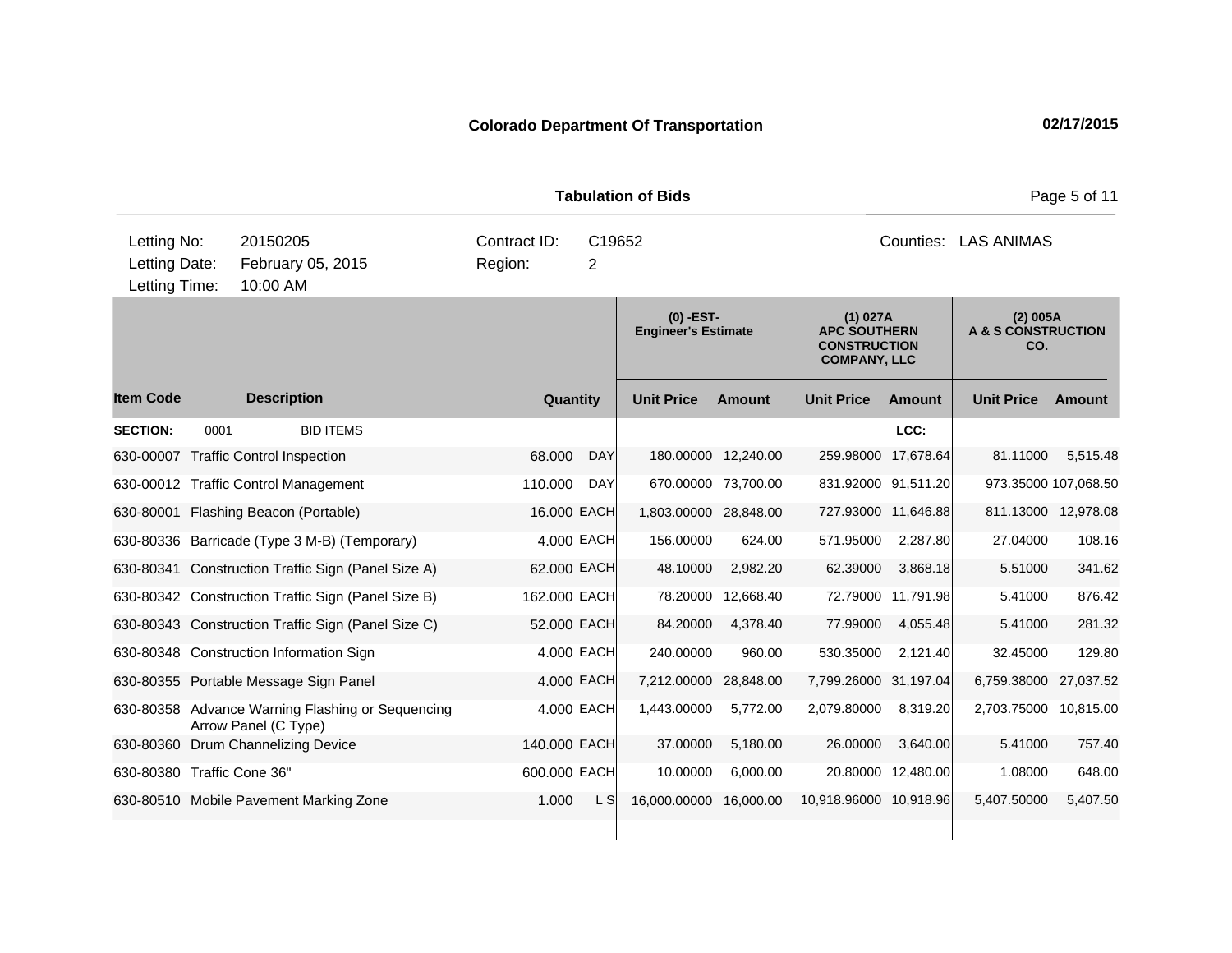**Colorado Department Of Transportation** — 02/17/2015

**Tabulation of Bids**

Letting No: 20150205 | Contract ID: C19652 | Counties: LAS ANIMAS
Letting Date: February 05, 2015 | Region: 2
Letting Time: 10:00 AM

| Item Code | Description | Quantity | | (0) -EST- Engineer's Estimate | | (1) 027A APC SOUTHERN CONSTRUCTION COMPANY, LLC | | (2) 005A A & S CONSTRUCTION CO. | |
|---|---|---|---|---|---|---|---|---|---|
| | | | | Unit Price | Amount | Unit Price | Amount | Unit Price | Amount |
| **SECTION:** | 0001 BID ITEMS | | | | | | LCC: | | |
| 630-00007 | Traffic Control Inspection | 68.000 | DAY | 180.00000 | 12,240.00 | 259.98000 | 17,678.64 | 81.11000 | 5,515.48 |
| 630-00012 | Traffic Control Management | 110.000 | DAY | 670.00000 | 73,700.00 | 831.92000 | 91,511.20 | 973.35000 | 107,068.50 |
| 630-80001 | Flashing Beacon (Portable) | 16.000 | EACH | 1,803.00000 | 28,848.00 | 727.93000 | 11,646.88 | 811.13000 | 12,978.08 |
| 630-80336 | Barricade (Type 3 M-B) (Temporary) | 4.000 | EACH | 156.00000 | 624.00 | 571.95000 | 2,287.80 | 27.04000 | 108.16 |
| 630-80341 | Construction Traffic Sign (Panel Size A) | 62.000 | EACH | 48.10000 | 2,982.20 | 62.39000 | 3,868.18 | 5.51000 | 341.62 |
| 630-80342 | Construction Traffic Sign (Panel Size B) | 162.000 | EACH | 78.20000 | 12,668.40 | 72.79000 | 11,791.98 | 5.41000 | 876.42 |
| 630-80343 | Construction Traffic Sign (Panel Size C) | 52.000 | EACH | 84.20000 | 4,378.40 | 77.99000 | 4,055.48 | 5.41000 | 281.32 |
| 630-80348 | Construction Information Sign | 4.000 | EACH | 240.00000 | 960.00 | 530.35000 | 2,121.40 | 32.45000 | 129.80 |
| 630-80355 | Portable Message Sign Panel | 4.000 | EACH | 7,212.00000 | 28,848.00 | 7,799.26000 | 31,197.04 | 6,759.38000 | 27,037.52 |
| 630-80358 | Advance Warning Flashing or Sequencing Arrow Panel (C Type) | 4.000 | EACH | 1,443.00000 | 5,772.00 | 2,079.80000 | 8,319.20 | 2,703.75000 | 10,815.00 |
| 630-80360 | Drum Channelizing Device | 140.000 | EACH | 37.00000 | 5,180.00 | 26.00000 | 3,640.00 | 5.41000 | 757.40 |
| 630-80380 | Traffic Cone 36" | 600.000 | EACH | 10.00000 | 6,000.00 | 20.80000 | 12,480.00 | 1.08000 | 648.00 |
| 630-80510 | Mobile Pavement Marking Zone | 1.000 | L S | 16,000.00000 | 16,000.00 | 10,918.96000 | 10,918.96 | 5,407.50000 | 5,407.50 |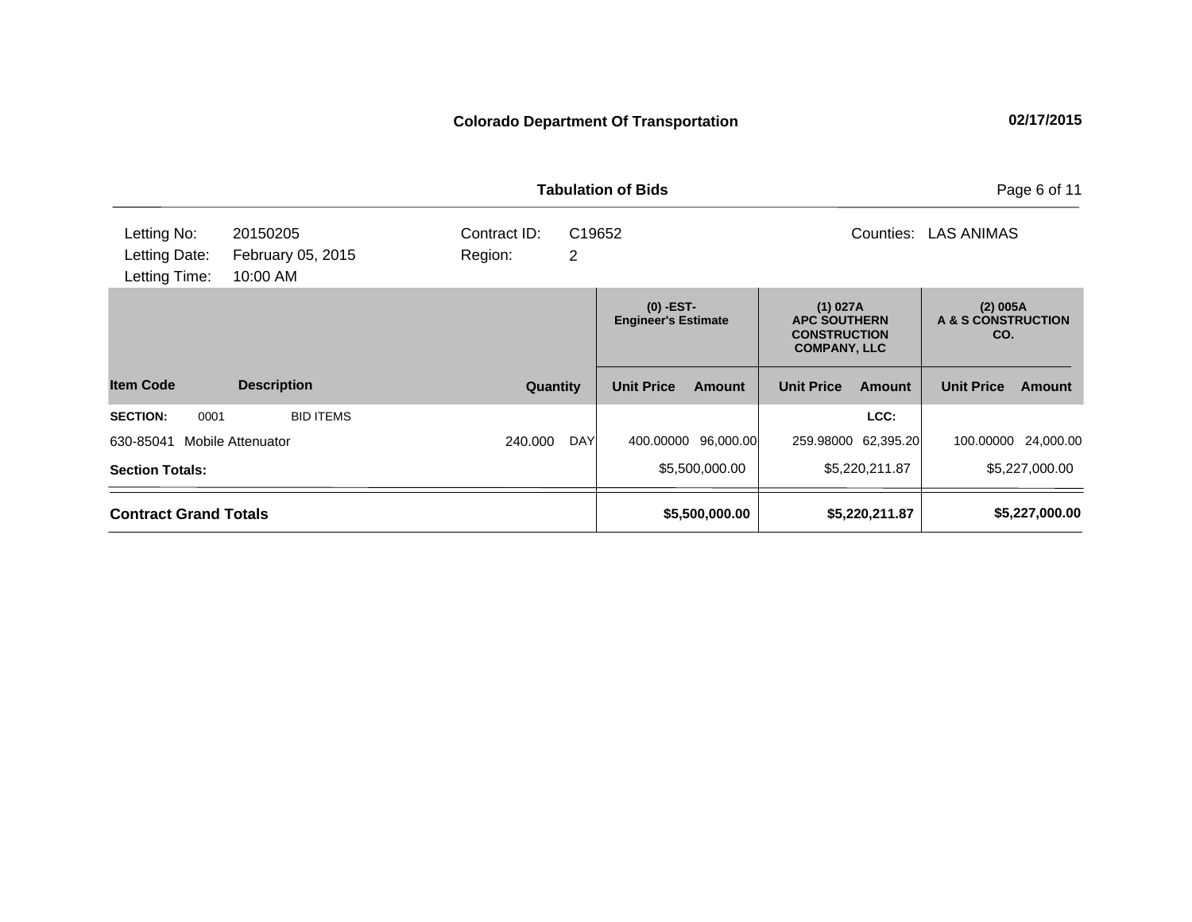**Colorado Department Of Transportation** 02/17/2015

**Tabulation of Bids**

| Letting No: | 20150205 | Contract ID: | C19652 | Counties: | LAS ANIMAS |
|---|---|---|---|---|---|
| Letting Date: | February 05, 2015 | Region: | 2 | | |
| Letting Time: | 10:00 AM | | | | |

| | | | | (0) -EST- Engineer's Estimate | | (1) 027A APC SOUTHERN CONSTRUCTION COMPANY, LLC | | (2) 005A A & S CONSTRUCTION CO. | |
|---|---|---|---|---|---|---|---|---|---|
| **Item Code** | **Description** | **Quantity** | | **Unit Price** | **Amount** | **Unit Price** | **Amount** | **Unit Price** | **Amount** |
| **SECTION:** 0001 | BID ITEMS | | | | | | **LCC:** | | |
| 630-85041 | Mobile Attenuator | 240.000 | DAY | 400.00000 | 96,000.00 | 259.98000 | 62,395.20 | 100.00000 | 24,000.00 |
| **Section Totals:** | | | | | $5,500,000.00 | | $5,220,211.87 | | $5,227,000.00 |
| **Contract Grand Totals** | | | | | **$5,500,000.00** | | **$5,220,211.87** | | **$5,227,000.00** |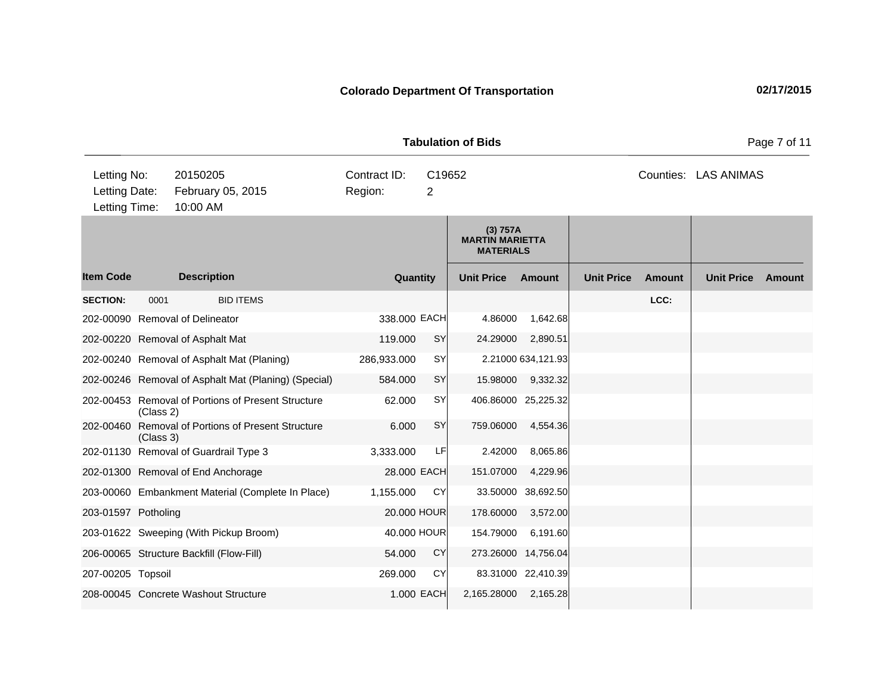**Colorado Department Of Transportation** 02/17/2015

**Tabulation of Bids**

| | | | | | |
|---|---|---|---|---|---|
| Letting No: | 20150205 | Contract ID: | C19652 | Counties: | LAS ANIMAS |
| Letting Date: | February 05, 2015 | Region: | 2 | | |
| Letting Time: | 10:00 AM | | | | |

| | | | | (3) 757A MARTIN MARIETTA MATERIALS | | | | | |
|---|---|---|---|---|---|---|---|---|---|
| **Item Code** | **Description** | **Quantity** | | **Unit Price** | **Amount** | **Unit Price** | **Amount** | **Unit Price** | **Amount** |
| **SECTION:** | 0001 BID ITEMS | | | | | | LCC: | | |
| 202-00090 | Removal of Delineator | 338.000 | EACH | 4.86000 | 1,642.68 | | | | |
| 202-00220 | Removal of Asphalt Mat | 119.000 | SY | 24.29000 | 2,890.51 | | | | |
| 202-00240 | Removal of Asphalt Mat (Planing) | 286,933.000 | SY | 2.21000 | 634,121.93 | | | | |
| 202-00246 | Removal of Asphalt Mat (Planing) (Special) | 584.000 | SY | 15.98000 | 9,332.32 | | | | |
| 202-00453 | Removal of Portions of Present Structure (Class 2) | 62.000 | SY | 406.86000 | 25,225.32 | | | | |
| 202-00460 | Removal of Portions of Present Structure (Class 3) | 6.000 | SY | 759.06000 | 4,554.36 | | | | |
| 202-01130 | Removal of Guardrail Type 3 | 3,333.000 | LF | 2.42000 | 8,065.86 | | | | |
| 202-01300 | Removal of End Anchorage | 28.000 | EACH | 151.07000 | 4,229.96 | | | | |
| 203-00060 | Embankment Material (Complete In Place) | 1,155.000 | CY | 33.50000 | 38,692.50 | | | | |
| 203-01597 | Potholing | 20.000 | HOUR | 178.60000 | 3,572.00 | | | | |
| 203-01622 | Sweeping (With Pickup Broom) | 40.000 | HOUR | 154.79000 | 6,191.60 | | | | |
| 206-00065 | Structure Backfill (Flow-Fill) | 54.000 | CY | 273.26000 | 14,756.04 | | | | |
| 207-00205 | Topsoil | 269.000 | CY | 83.31000 | 22,410.39 | | | | |
| 208-00045 | Concrete Washout Structure | 1.000 | EACH | 2,165.28000 | 2,165.28 | | | | |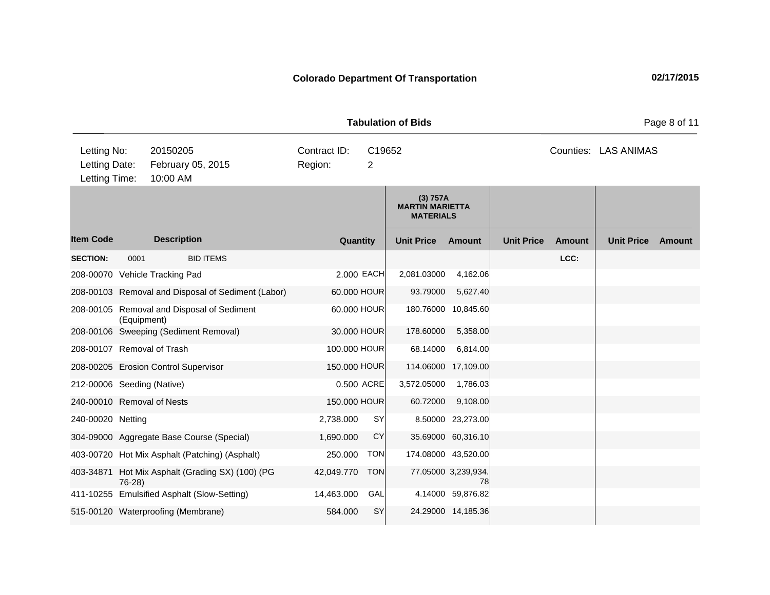**Colorado Department Of Transportation** 02/17/2015

**Tabulation of Bids**

| Letting No: | 20150205 | Contract ID: | C19652 | Counties: | LAS ANIMAS |
|---|---|---|---|---|---|
| Letting Date: | February 05, 2015 | Region: | 2 | | |
| Letting Time: | 10:00 AM | | | | |

| | | | | (3) 757A MARTIN MARIETTA MATERIALS | | | | | |
|---|---|---|---|---|---|---|---|---|---|
| **Item Code** | **Description** | **Quantity** | | **Unit Price** | **Amount** | **Unit Price** | **Amount** | **Unit Price** | **Amount** |
| **SECTION:** | 0001 BID ITEMS | | | | | | LCC: | | |
| 208-00070 | Vehicle Tracking Pad | 2.000 | EACH | 2,081.03000 | 4,162.06 | | | | |
| 208-00103 | Removal and Disposal of Sediment (Labor) | 60.000 | HOUR | 93.79000 | 5,627.40 | | | | |
| 208-00105 | Removal and Disposal of Sediment (Equipment) | 60.000 | HOUR | 180.76000 | 10,845.60 | | | | |
| 208-00106 | Sweeping (Sediment Removal) | 30.000 | HOUR | 178.60000 | 5,358.00 | | | | |
| 208-00107 | Removal of Trash | 100.000 | HOUR | 68.14000 | 6,814.00 | | | | |
| 208-00205 | Erosion Control Supervisor | 150.000 | HOUR | 114.06000 | 17,109.00 | | | | |
| 212-00006 | Seeding (Native) | 0.500 | ACRE | 3,572.05000 | 1,786.03 | | | | |
| 240-00010 | Removal of Nests | 150.000 | HOUR | 60.72000 | 9,108.00 | | | | |
| 240-00020 | Netting | 2,738.000 | SY | 8.50000 | 23,273.00 | | | | |
| 304-09000 | Aggregate Base Course (Special) | 1,690.000 | CY | 35.69000 | 60,316.10 | | | | |
| 403-00720 | Hot Mix Asphalt (Patching) (Asphalt) | 250.000 | TON | 174.08000 | 43,520.00 | | | | |
| 403-34871 | Hot Mix Asphalt (Grading SX) (100) (PG 76-28) | 42,049.770 | TON | 77.05000 | 3,239,934.78 | | | | |
| 411-10255 | Emulsified Asphalt (Slow-Setting) | 14,463.000 | GAL | 4.14000 | 59,876.82 | | | | |
| 515-00120 | Waterproofing (Membrane) | 584.000 | SY | 24.29000 | 14,185.36 | | | | |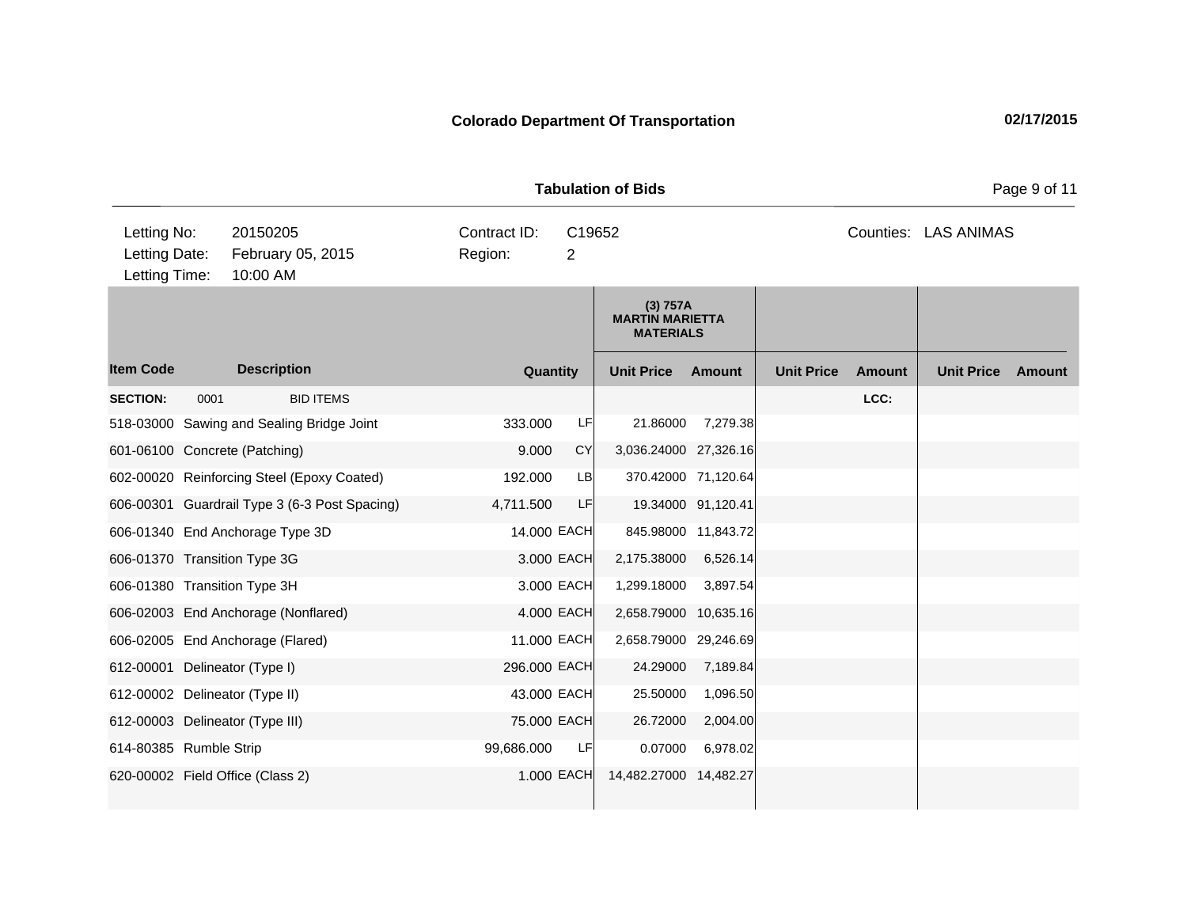**Colorado Department Of Transportation** 02/17/2015

**Tabulation of Bids**

| Letting No: | 20150205 | Contract ID: | C19652 | Counties: | LAS ANIMAS |
|---|---|---|---|---|---|
| Letting Date: | February 05, 2015 | Region: | 2 | | |
| Letting Time: | 10:00 AM | | | | |

| | | | | (3) 757A MARTIN MARIETTA MATERIALS | | | | | |
|---|---|---|---|---|---|---|---|---|---|
| **Item Code** | **Description** | **Quantity** | | **Unit Price** | **Amount** | **Unit Price** | **Amount** | **Unit Price** | **Amount** |
| **SECTION:** | 0001 BID ITEMS | | | | | | LCC: | | |
| 518-03000 | Sawing and Sealing Bridge Joint | 333.000 | LF | 21.86000 | 7,279.38 | | | | |
| 601-06100 | Concrete (Patching) | 9.000 | CY | 3,036.24000 | 27,326.16 | | | | |
| 602-00020 | Reinforcing Steel (Epoxy Coated) | 192.000 | LB | 370.42000 | 71,120.64 | | | | |
| 606-00301 | Guardrail Type 3 (6-3 Post Spacing) | 4,711.500 | LF | 19.34000 | 91,120.41 | | | | |
| 606-01340 | End Anchorage Type 3D | 14.000 | EACH | 845.98000 | 11,843.72 | | | | |
| 606-01370 | Transition Type 3G | 3.000 | EACH | 2,175.38000 | 6,526.14 | | | | |
| 606-01380 | Transition Type 3H | 3.000 | EACH | 1,299.18000 | 3,897.54 | | | | |
| 606-02003 | End Anchorage (Nonflared) | 4.000 | EACH | 2,658.79000 | 10,635.16 | | | | |
| 606-02005 | End Anchorage (Flared) | 11.000 | EACH | 2,658.79000 | 29,246.69 | | | | |
| 612-00001 | Delineator (Type I) | 296.000 | EACH | 24.29000 | 7,189.84 | | | | |
| 612-00002 | Delineator (Type II) | 43.000 | EACH | 25.50000 | 1,096.50 | | | | |
| 612-00003 | Delineator (Type III) | 75.000 | EACH | 26.72000 | 2,004.00 | | | | |
| 614-80385 | Rumble Strip | 99,686.000 | LF | 0.07000 | 6,978.02 | | | | |
| 620-00002 | Field Office (Class 2) | 1.000 | EACH | 14,482.27000 | 14,482.27 | | | | |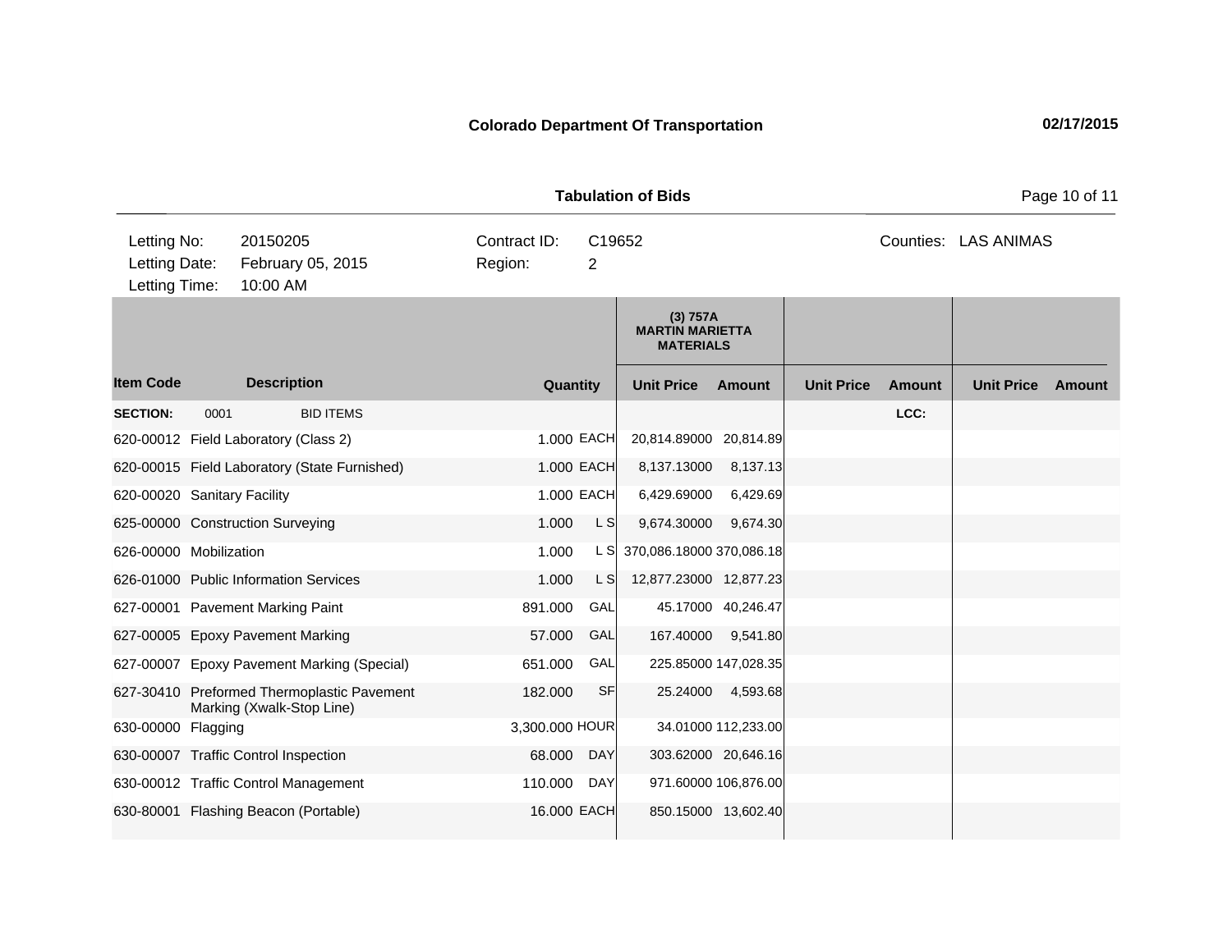**Colorado Department Of Transportation** 02/17/2015

**Tabulation of Bids**

| Letting No: | 20150205 | Contract ID: | C19652 | Counties: | LAS ANIMAS |
|---|---|---|---|---|---|
| Letting Date: | February 05, 2015 | Region: | 2 | | |
| Letting Time: | 10:00 AM | | | | |

| | | | | (3) 757A MARTIN MARIETTA MATERIALS | | | | | |
|---|---|---|---|---|---|---|---|---|---|
| **Item Code** | **Description** | **Quantity** | | **Unit Price** | **Amount** | **Unit Price** | **Amount** | **Unit Price** | **Amount** |
| **SECTION:** | 0001 BID ITEMS | | | | | | LCC: | | |
| 620-00012 | Field Laboratory (Class 2) | 1.000 | EACH | 20,814.89000 | 20,814.89 | | | | |
| 620-00015 | Field Laboratory (State Furnished) | 1.000 | EACH | 8,137.13000 | 8,137.13 | | | | |
| 620-00020 | Sanitary Facility | 1.000 | EACH | 6,429.69000 | 6,429.69 | | | | |
| 625-00000 | Construction Surveying | 1.000 | L S | 9,674.30000 | 9,674.30 | | | | |
| 626-00000 | Mobilization | 1.000 | L S | 370,086.18000 | 370,086.18 | | | | |
| 626-01000 | Public Information Services | 1.000 | L S | 12,877.23000 | 12,877.23 | | | | |
| 627-00001 | Pavement Marking Paint | 891.000 | GAL | 45.17000 | 40,246.47 | | | | |
| 627-00005 | Epoxy Pavement Marking | 57.000 | GAL | 167.40000 | 9,541.80 | | | | |
| 627-00007 | Epoxy Pavement Marking (Special) | 651.000 | GAL | 225.85000 | 147,028.35 | | | | |
| 627-30410 | Preformed Thermoplastic Pavement Marking (Xwalk-Stop Line) | 182.000 | SF | 25.24000 | 4,593.68 | | | | |
| 630-00000 | Flagging | 3,300.000 | HOUR | 34.01000 | 112,233.00 | | | | |
| 630-00007 | Traffic Control Inspection | 68.000 | DAY | 303.62000 | 20,646.16 | | | | |
| 630-00012 | Traffic Control Management | 110.000 | DAY | 971.60000 | 106,876.00 | | | | |
| 630-80001 | Flashing Beacon (Portable) | 16.000 | EACH | 850.15000 | 13,602.40 | | | | |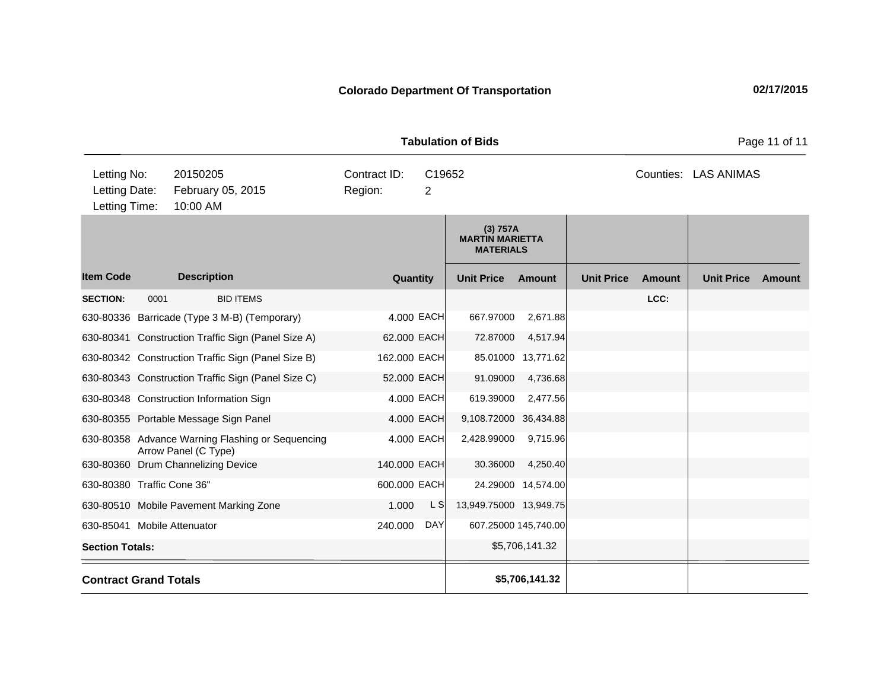**Colorado Department Of Transportation** 02/17/2015

**Tabulation of Bids**

| | | | | | |
|---|---|---|---|---|---|
| Letting No: | 20150205 | Contract ID: | C19652 | Counties: | LAS ANIMAS |
| Letting Date: | February 05, 2015 | Region: | 2 | | |
| Letting Time: | 10:00 AM | | | | |

| | | | | (3) 757A MARTIN MARIETTA MATERIALS | | | | | |
|---|---|---|---|---|---|---|---|---|---|
| **Item Code** | **Description** | **Quantity** | | **Unit Price** | **Amount** | **Unit Price** | **Amount** | **Unit Price** | **Amount** |
| **SECTION:** | 0001 BID ITEMS | | | | | | LCC: | | |
| 630-80336 | Barricade (Type 3 M-B) (Temporary) | 4.000 | EACH | 667.97000 | 2,671.88 | | | | |
| 630-80341 | Construction Traffic Sign (Panel Size A) | 62.000 | EACH | 72.87000 | 4,517.94 | | | | |
| 630-80342 | Construction Traffic Sign (Panel Size B) | 162.000 | EACH | 85.01000 | 13,771.62 | | | | |
| 630-80343 | Construction Traffic Sign (Panel Size C) | 52.000 | EACH | 91.09000 | 4,736.68 | | | | |
| 630-80348 | Construction Information Sign | 4.000 | EACH | 619.39000 | 2,477.56 | | | | |
| 630-80355 | Portable Message Sign Panel | 4.000 | EACH | 9,108.72000 | 36,434.88 | | | | |
| 630-80358 | Advance Warning Flashing or Sequencing Arrow Panel (C Type) | 4.000 | EACH | 2,428.99000 | 9,715.96 | | | | |
| 630-80360 | Drum Channelizing Device | 140.000 | EACH | 30.36000 | 4,250.40 | | | | |
| 630-80380 | Traffic Cone 36" | 600.000 | EACH | 24.29000 | 14,574.00 | | | | |
| 630-80510 | Mobile Pavement Marking Zone | 1.000 | L S | 13,949.75000 | 13,949.75 | | | | |
| 630-85041 | Mobile Attenuator | 240.000 | DAY | 607.25000 | 145,740.00 | | | | |
| **Section Totals:** | | | | | $5,706,141.32 | | | | |
| **Contract Grand Totals** | | | | | **$5,706,141.32** | | | | |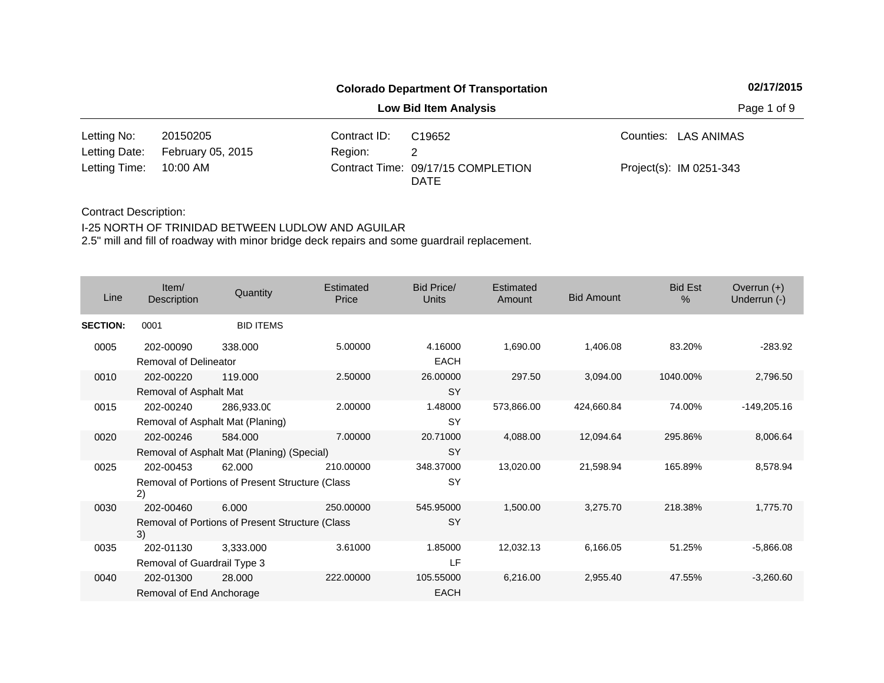**Colorado Department Of Transportation** — 02/17/2015

**Low Bid Item Analysis**

| | | | |
|---|---|---|---|
| Letting No: 20150205 | Contract ID: C19652 | Counties: LAS ANIMAS |
| Letting Date: February 05, 2015 | Region: 2 | |
| Letting Time: 10:00 AM | Contract Time: 09/17/15 COMPLETION DATE | Project(s): IM 0251-343 |

Contract Description:

I-25 NORTH OF TRINIDAD BETWEEN LUDLOW AND AGUILAR
2.5" mill and fill of roadway with minor bridge deck repairs and some guardrail replacement.

| Line | Item/ Description | Quantity | Estimated Price | Bid Price/ Units | Estimated Amount | Bid Amount | Bid Est % | Overrun (+) Underrun (-) |
|---|---|---|---|---|---|---|---|---|
| **SECTION:** | 0001 | BID ITEMS | | | | | | |
| 0005 | 202-00090 Removal of Delineator | 338.000 | 5.00000 | 4.16000 EACH | 1,690.00 | 1,406.08 | 83.20% | -283.92 |
| 0010 | 202-00220 Removal of Asphalt Mat | 119.000 | 2.50000 | 26.00000 SY | 297.50 | 3,094.00 | 1040.00% | 2,796.50 |
| 0015 | 202-00240 Removal of Asphalt Mat (Planing) | 286,933.00 | 2.00000 | 1.48000 SY | 573,866.00 | 424,660.84 | 74.00% | -149,205.16 |
| 0020 | 202-00246 Removal of Asphalt Mat (Planing) (Special) | 584.000 | 7.00000 | 20.71000 SY | 4,088.00 | 12,094.64 | 295.86% | 8,006.64 |
| 0025 | 202-00453 Removal of Portions of Present Structure (Class 2) | 62.000 | 210.00000 | 348.37000 SY | 13,020.00 | 21,598.94 | 165.89% | 8,578.94 |
| 0030 | 202-00460 Removal of Portions of Present Structure (Class 3) | 6.000 | 250.00000 | 545.95000 SY | 1,500.00 | 3,275.70 | 218.38% | 1,775.70 |
| 0035 | 202-01130 Removal of Guardrail Type 3 | 3,333.000 | 3.61000 | 1.85000 LF | 12,032.13 | 6,166.05 | 51.25% | -5,866.08 |
| 0040 | 202-01300 Removal of End Anchorage | 28.000 | 222.00000 | 105.55000 EACH | 6,216.00 | 2,955.40 | 47.55% | -3,260.60 |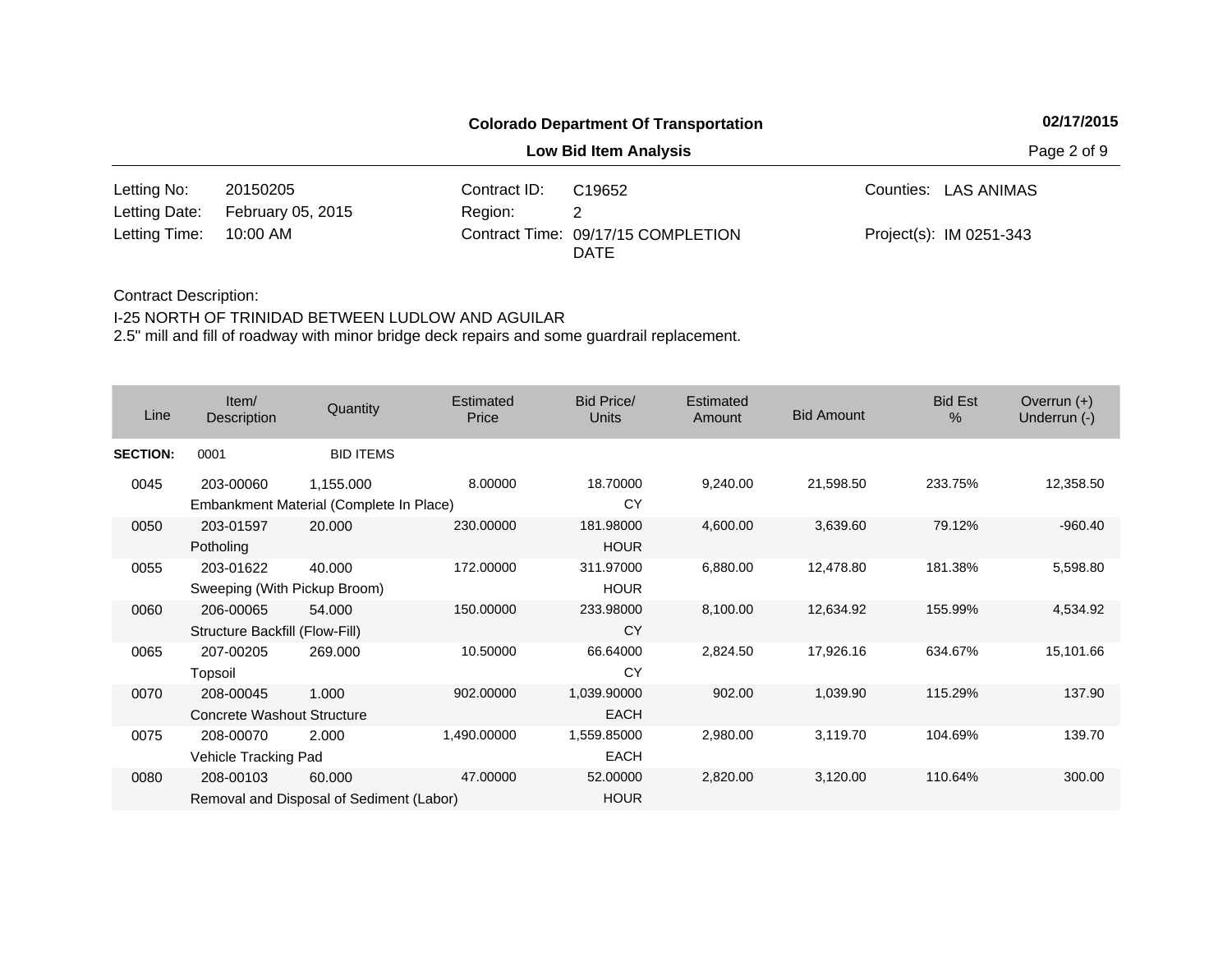**Colorado Department Of Transportation**

**Low Bid Item Analysis**

| | | | | | |
|---|---|---|---|---|---|
| Letting No: | 20150205 | Contract ID: | C19652 | Counties: | LAS ANIMAS |
| Letting Date: | February 05, 2015 | Region: | 2 | | |
| Letting Time: | 10:00 AM | Contract Time: | 09/17/15 COMPLETION DATE | Project(s): | IM 0251-343 |

Contract Description:

I-25 NORTH OF TRINIDAD BETWEEN LUDLOW AND AGUILAR
2.5" mill and fill of roadway with minor bridge deck repairs and some guardrail replacement.

| Line | Item/ Description | Quantity | Estimated Price | Bid Price/ Units | Estimated Amount | Bid Amount | Bid Est % | Overrun (+) Underrun (-) |
|---|---|---|---|---|---|---|---|---|
| **SECTION:** | 0001 | BID ITEMS | | | | | | |
| 0045 | 203-00060 Embankment Material (Complete In Place) | 1,155.000 | 8.00000 | 18.70000 CY | 9,240.00 | 21,598.50 | 233.75% | 12,358.50 |
| 0050 | 203-01597 Potholing | 20.000 | 230.00000 | 181.98000 HOUR | 4,600.00 | 3,639.60 | 79.12% | -960.40 |
| 0055 | 203-01622 Sweeping (With Pickup Broom) | 40.000 | 172.00000 | 311.97000 HOUR | 6,880.00 | 12,478.80 | 181.38% | 5,598.80 |
| 0060 | 206-00065 Structure Backfill (Flow-Fill) | 54.000 | 150.00000 | 233.98000 CY | 8,100.00 | 12,634.92 | 155.99% | 4,534.92 |
| 0065 | 207-00205 Topsoil | 269.000 | 10.50000 | 66.64000 CY | 2,824.50 | 17,926.16 | 634.67% | 15,101.66 |
| 0070 | 208-00045 Concrete Washout Structure | 1.000 | 902.00000 | 1,039.90000 EACH | 902.00 | 1,039.90 | 115.29% | 137.90 |
| 0075 | 208-00070 Vehicle Tracking Pad | 2.000 | 1,490.00000 | 1,559.85000 EACH | 2,980.00 | 3,119.70 | 104.69% | 139.70 |
| 0080 | 208-00103 Removal and Disposal of Sediment (Labor) | 60.000 | 47.00000 | 52.00000 HOUR | 2,820.00 | 3,120.00 | 110.64% | 300.00 |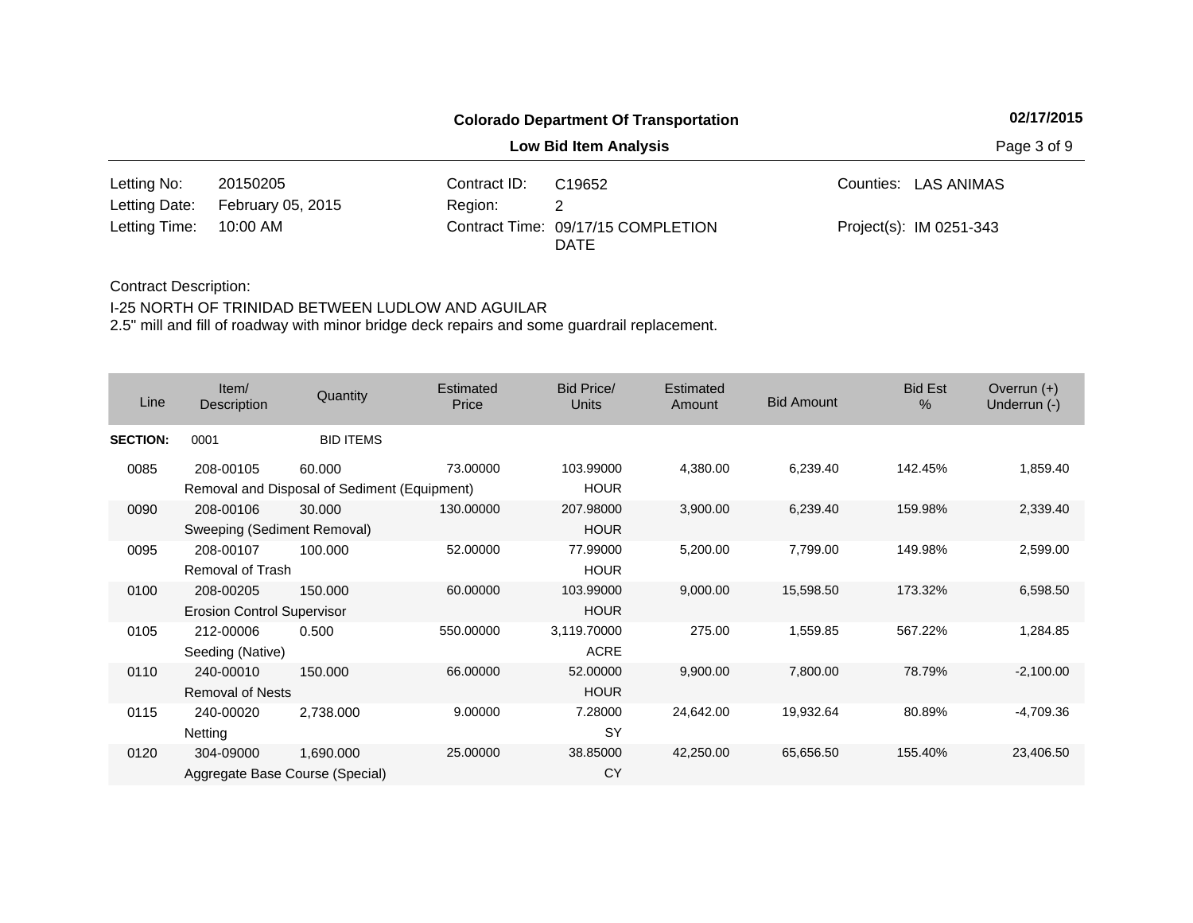**Colorado Department Of Transportation**

**02/17/2015**

**Low Bid Item Analysis**

| | | | | | |
|---|---|---|---|---|---|
| Letting No: | 20150205 | Contract ID: | C19652 | Counties: | LAS ANIMAS |
| Letting Date: | February 05, 2015 | Region: | 2 | | |
| Letting Time: | 10:00 AM | Contract Time: | 09/17/15 COMPLETION DATE | Project(s): | IM 0251-343 |

Contract Description:

I-25 NORTH OF TRINIDAD BETWEEN LUDLOW AND AGUILAR
2.5" mill and fill of roadway with minor bridge deck repairs and some guardrail replacement.

| Line | Item/ Description | Quantity | Estimated Price | Bid Price/ Units | Estimated Amount | Bid Amount | Bid Est % | Overrun (+) Underrun (-) |
|---|---|---|---|---|---|---|---|---|
| **SECTION:** | 0001 | BID ITEMS | | | | | | |
| 0085 | 208-00105 Removal and Disposal of Sediment (Equipment) | 60.000 | 73.00000 | 103.99000 HOUR | 4,380.00 | 6,239.40 | 142.45% | 1,859.40 |
| 0090 | 208-00106 Sweeping (Sediment Removal) | 30.000 | 130.00000 | 207.98000 HOUR | 3,900.00 | 6,239.40 | 159.98% | 2,339.40 |
| 0095 | 208-00107 Removal of Trash | 100.000 | 52.00000 | 77.99000 HOUR | 5,200.00 | 7,799.00 | 149.98% | 2,599.00 |
| 0100 | 208-00205 Erosion Control Supervisor | 150.000 | 60.00000 | 103.99000 HOUR | 9,000.00 | 15,598.50 | 173.32% | 6,598.50 |
| 0105 | 212-00006 Seeding (Native) | 0.500 | 550.00000 | 3,119.70000 ACRE | 275.00 | 1,559.85 | 567.22% | 1,284.85 |
| 0110 | 240-00010 Removal of Nests | 150.000 | 66.00000 | 52.00000 HOUR | 9,900.00 | 7,800.00 | 78.79% | -2,100.00 |
| 0115 | 240-00020 Netting | 2,738.000 | 9.00000 | 7.28000 SY | 24,642.00 | 19,932.64 | 80.89% | -4,709.36 |
| 0120 | 304-09000 Aggregate Base Course (Special) | 1,690.000 | 25.00000 | 38.85000 CY | 42,250.00 | 65,656.50 | 155.40% | 23,406.50 |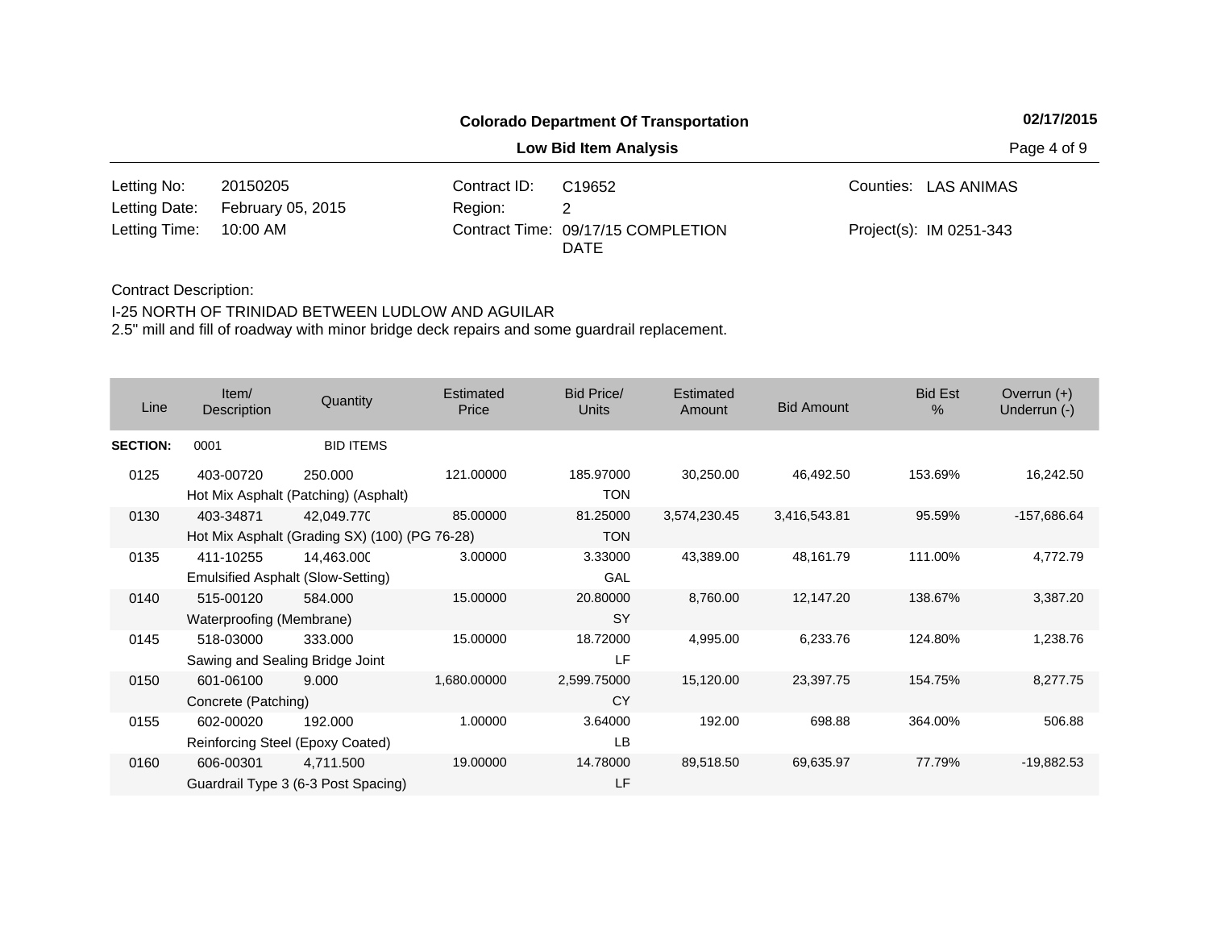**Colorado Department Of Transportation**

**Low Bid Item Analysis**

| | | | | | |
|---|---|---|---|---|---|
| Letting No: | 20150205 | Contract ID: | C19652 | Counties: | LAS ANIMAS |
| Letting Date: | February 05, 2015 | Region: | 2 | | |
| Letting Time: | 10:00 AM | Contract Time: | 09/17/15 COMPLETION DATE | Project(s): | IM 0251-343 |

Contract Description:

I-25 NORTH OF TRINIDAD BETWEEN LUDLOW AND AGUILAR
2.5" mill and fill of roadway with minor bridge deck repairs and some guardrail replacement.

| Line | Item/ Description | Quantity | Estimated Price | Bid Price/ Units | Estimated Amount | Bid Amount | Bid Est % | Overrun (+) Underrun (-) |
|---|---|---|---|---|---|---|---|---|
| **SECTION:** | 0001 | BID ITEMS | | | | | | |
| 0125 | 403-00720 Hot Mix Asphalt (Patching) (Asphalt) | 250.000 | 121.00000 | 185.97000 TON | 30,250.00 | 46,492.50 | 153.69% | 16,242.50 |
| 0130 | 403-34871 Hot Mix Asphalt (Grading SX) (100) (PG 76-28) | 42,049.770 | 85.00000 | 81.25000 TON | 3,574,230.45 | 3,416,543.81 | 95.59% | -157,686.64 |
| 0135 | 411-10255 Emulsified Asphalt (Slow-Setting) | 14,463.000 | 3.00000 | 3.33000 GAL | 43,389.00 | 48,161.79 | 111.00% | 4,772.79 |
| 0140 | 515-00120 Waterproofing (Membrane) | 584.000 | 15.00000 | 20.80000 SY | 8,760.00 | 12,147.20 | 138.67% | 3,387.20 |
| 0145 | 518-03000 Sawing and Sealing Bridge Joint | 333.000 | 15.00000 | 18.72000 LF | 4,995.00 | 6,233.76 | 124.80% | 1,238.76 |
| 0150 | 601-06100 Concrete (Patching) | 9.000 | 1,680.00000 | 2,599.75000 CY | 15,120.00 | 23,397.75 | 154.75% | 8,277.75 |
| 0155 | 602-00020 Reinforcing Steel (Epoxy Coated) | 192.000 | 1.00000 | 3.64000 LB | 192.00 | 698.88 | 364.00% | 506.88 |
| 0160 | 606-00301 Guardrail Type 3 (6-3 Post Spacing) | 4,711.500 | 19.00000 | 14.78000 LF | 89,518.50 | 69,635.97 | 77.79% | -19,882.53 |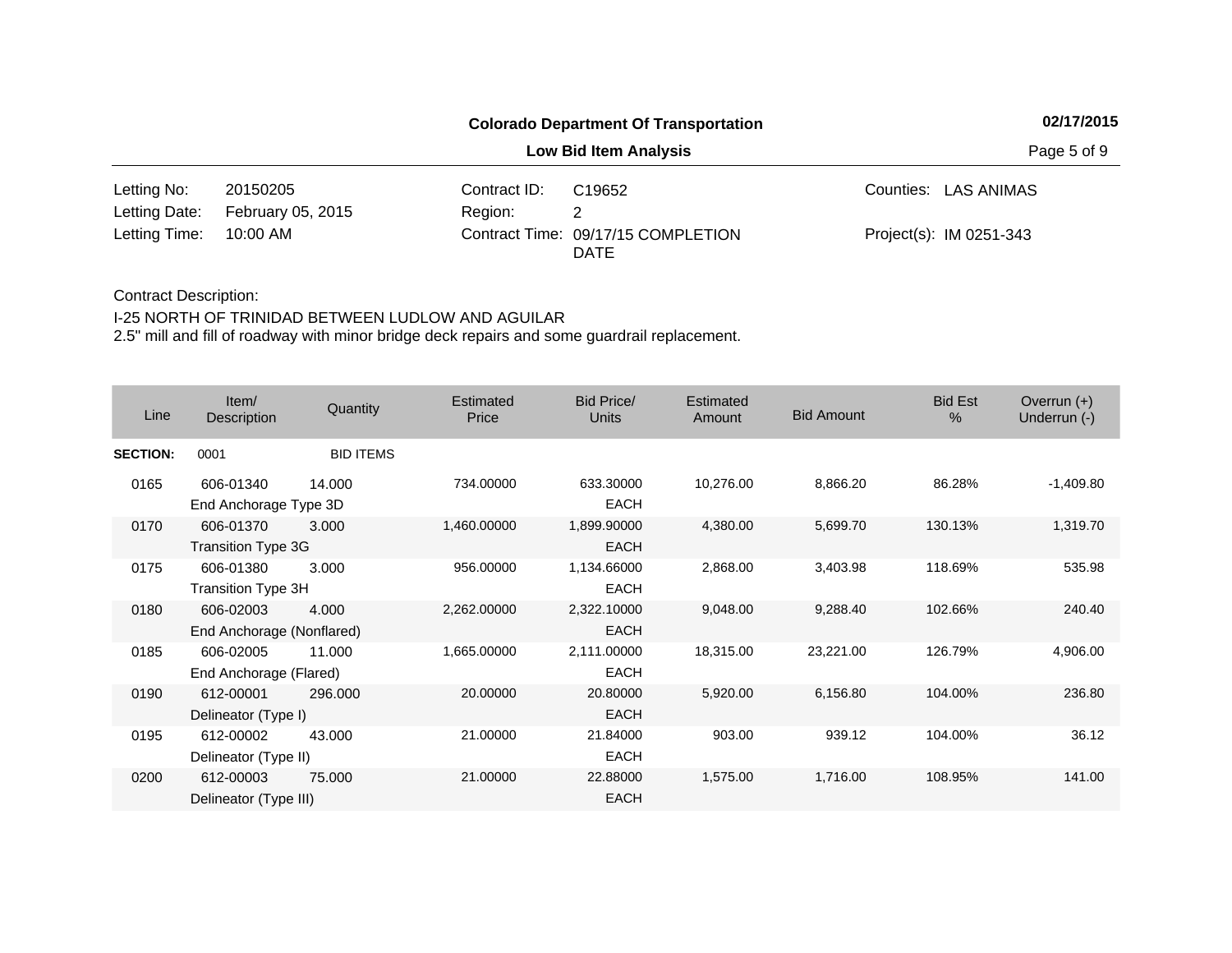**Colorado Department Of Transportation**

**Low Bid Item Analysis**

| | | | | | |
|---|---|---|---|---|---|
| Letting No: | 20150205 | Contract ID: | C19652 | Counties: | LAS ANIMAS |
| Letting Date: | February 05, 2015 | Region: | 2 | | |
| Letting Time: | 10:00 AM | Contract Time: | 09/17/15 COMPLETION DATE | Project(s): | IM 0251-343 |

Contract Description:

I-25 NORTH OF TRINIDAD BETWEEN LUDLOW AND AGUILAR
2.5" mill and fill of roadway with minor bridge deck repairs and some guardrail replacement.

| Line | Item/ Description | Quantity | Estimated Price | Bid Price/ Units | Estimated Amount | Bid Amount | Bid Est % | Overrun (+) Underrun (-) |
|---|---|---|---|---|---|---|---|---|
| **SECTION:** | 0001 | BID ITEMS | | | | | | |
| 0165 | 606-01340 End Anchorage Type 3D | 14.000 | 734.00000 | 633.30000 EACH | 10,276.00 | 8,866.20 | 86.28% | -1,409.80 |
| 0170 | 606-01370 Transition Type 3G | 3.000 | 1,460.00000 | 1,899.90000 EACH | 4,380.00 | 5,699.70 | 130.13% | 1,319.70 |
| 0175 | 606-01380 Transition Type 3H | 3.000 | 956.00000 | 1,134.66000 EACH | 2,868.00 | 3,403.98 | 118.69% | 535.98 |
| 0180 | 606-02003 End Anchorage (Nonflared) | 4.000 | 2,262.00000 | 2,322.10000 EACH | 9,048.00 | 9,288.40 | 102.66% | 240.40 |
| 0185 | 606-02005 End Anchorage (Flared) | 11.000 | 1,665.00000 | 2,111.00000 EACH | 18,315.00 | 23,221.00 | 126.79% | 4,906.00 |
| 0190 | 612-00001 Delineator (Type I) | 296.000 | 20.00000 | 20.80000 EACH | 5,920.00 | 6,156.80 | 104.00% | 236.80 |
| 0195 | 612-00002 Delineator (Type II) | 43.000 | 21.00000 | 21.84000 EACH | 903.00 | 939.12 | 104.00% | 36.12 |
| 0200 | 612-00003 Delineator (Type III) | 75.000 | 21.00000 | 22.88000 EACH | 1,575.00 | 1,716.00 | 108.95% | 141.00 |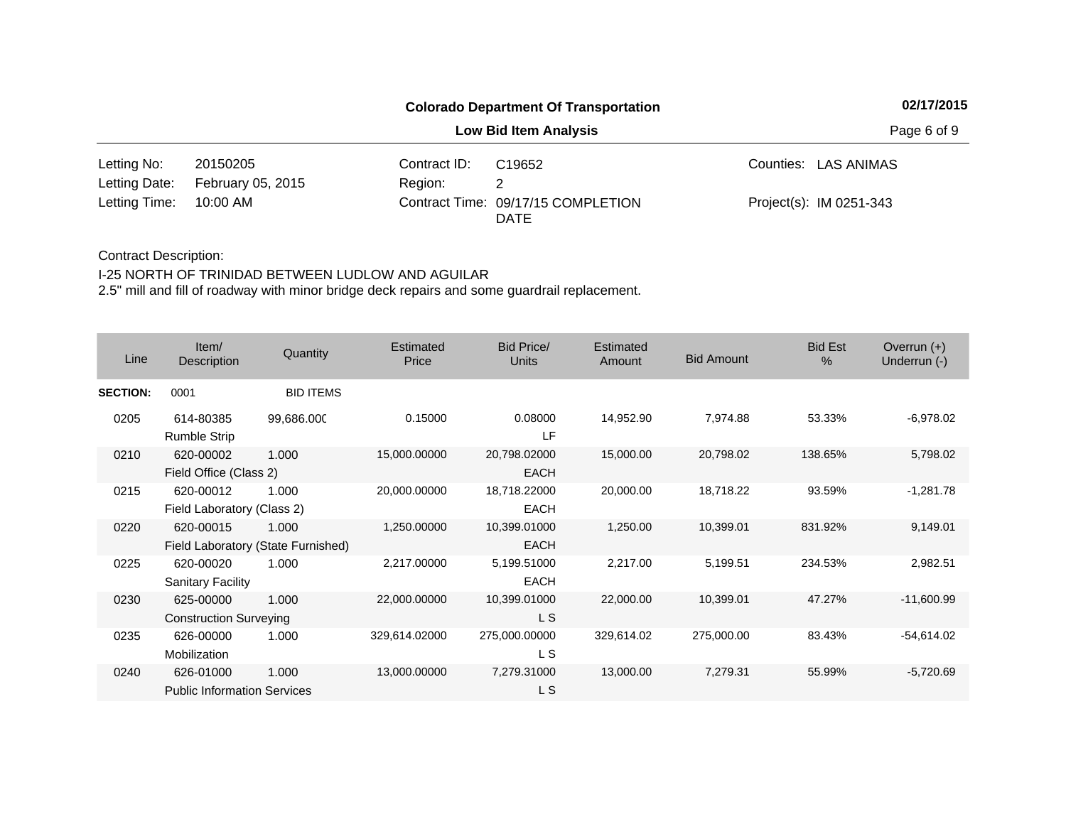**Colorado Department Of Transportation** 02/17/2015

**Low Bid Item Analysis**

| | | | | | |
|---|---|---|---|---|---|
| Letting No: | 20150205 | Contract ID: | C19652 | Counties: | LAS ANIMAS |
| Letting Date: | February 05, 2015 | Region: | 2 | | |
| Letting Time: | 10:00 AM | Contract Time: | 09/17/15 COMPLETION DATE | Project(s): | IM 0251-343 |

Contract Description:

I-25 NORTH OF TRINIDAD BETWEEN LUDLOW AND AGUILAR
2.5" mill and fill of roadway with minor bridge deck repairs and some guardrail replacement.

| Line | Item/ Description | Quantity | Estimated Price | Bid Price/ Units | Estimated Amount | Bid Amount | Bid Est % | Overrun (+) Underrun (-) |
|---|---|---|---|---|---|---|---|---|
| **SECTION:** | 0001 | BID ITEMS | | | | | | |
| 0205 | 614-80385 Rumble Strip | 99,686.000 | 0.15000 | 0.08000 LF | 14,952.90 | 7,974.88 | 53.33% | -6,978.02 |
| 0210 | 620-00002 Field Office (Class 2) | 1.000 | 15,000.00000 | 20,798.02000 EACH | 15,000.00 | 20,798.02 | 138.65% | 5,798.02 |
| 0215 | 620-00012 Field Laboratory (Class 2) | 1.000 | 20,000.00000 | 18,718.22000 EACH | 20,000.00 | 18,718.22 | 93.59% | -1,281.78 |
| 0220 | 620-00015 Field Laboratory (State Furnished) | 1.000 | 1,250.00000 | 10,399.01000 EACH | 1,250.00 | 10,399.01 | 831.92% | 9,149.01 |
| 0225 | 620-00020 Sanitary Facility | 1.000 | 2,217.00000 | 5,199.51000 EACH | 2,217.00 | 5,199.51 | 234.53% | 2,982.51 |
| 0230 | 625-00000 Construction Surveying | 1.000 | 22,000.00000 | 10,399.01000 L S | 22,000.00 | 10,399.01 | 47.27% | -11,600.99 |
| 0235 | 626-00000 Mobilization | 1.000 | 329,614.02000 | 275,000.00000 L S | 329,614.02 | 275,000.00 | 83.43% | -54,614.02 |
| 0240 | 626-01000 Public Information Services | 1.000 | 13,000.00000 | 7,279.31000 L S | 13,000.00 | 7,279.31 | 55.99% | -5,720.69 |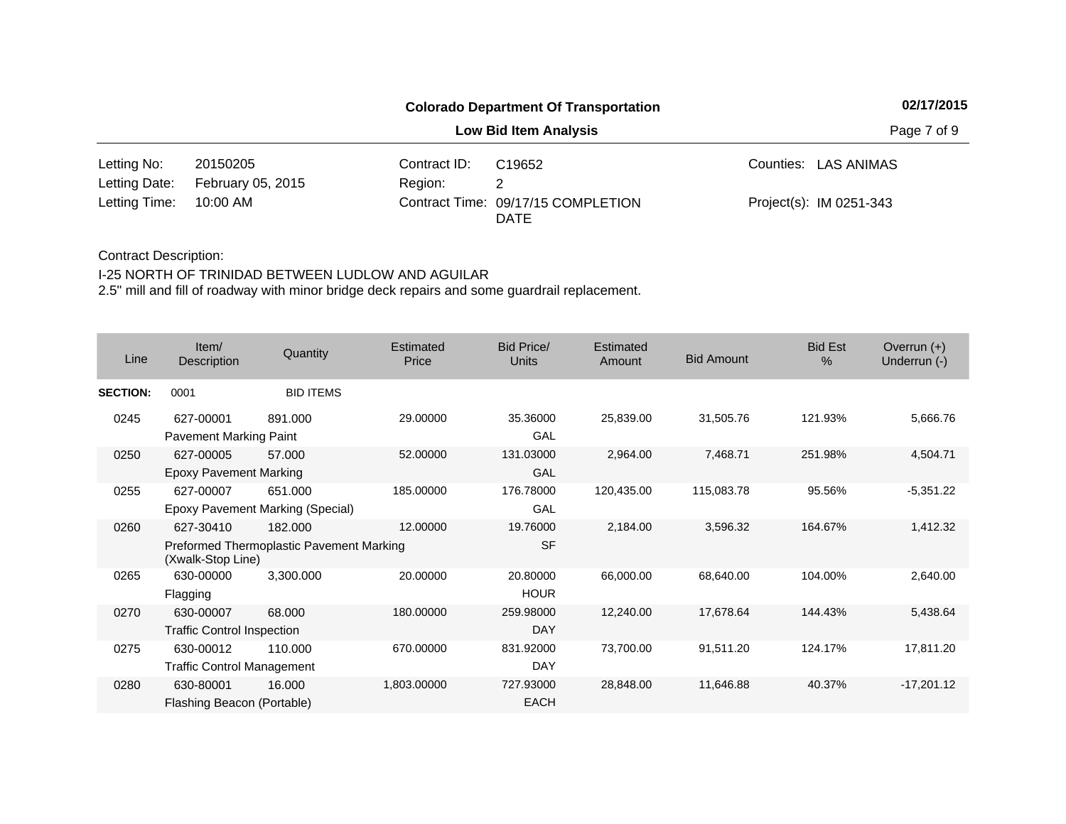**Colorado Department Of Transportation**

**Low Bid Item Analysis**

| | | | | | |
|---|---|---|---|---|---|
| Letting No: | 20150205 | Contract ID: | C19652 | Counties: | LAS ANIMAS |
| Letting Date: | February 05, 2015 | Region: | 2 | | |
| Letting Time: | 10:00 AM | Contract Time: | 09/17/15 COMPLETION DATE | Project(s): | IM 0251-343 |

Contract Description:

I-25 NORTH OF TRINIDAD BETWEEN LUDLOW AND AGUILAR
2.5" mill and fill of roadway with minor bridge deck repairs and some guardrail replacement.

| Line | Item/ Description | Quantity | Estimated Price | Bid Price/ Units | Estimated Amount | Bid Amount | Bid Est % | Overrun (+) Underrun (-) |
|---|---|---|---|---|---|---|---|---|
| **SECTION:** | 0001 | BID ITEMS | | | | | | |
| 0245 | 627-00001 Pavement Marking Paint | 891.000 | 29.00000 | 35.36000 GAL | 25,839.00 | 31,505.76 | 121.93% | 5,666.76 |
| 0250 | 627-00005 Epoxy Pavement Marking | 57.000 | 52.00000 | 131.03000 GAL | 2,964.00 | 7,468.71 | 251.98% | 4,504.71 |
| 0255 | 627-00007 Epoxy Pavement Marking (Special) | 651.000 | 185.00000 | 176.78000 GAL | 120,435.00 | 115,083.78 | 95.56% | -5,351.22 |
| 0260 | 627-30410 Preformed Thermoplastic Pavement Marking (Xwalk-Stop Line) | 182.000 | 12.00000 | 19.76000 SF | 2,184.00 | 3,596.32 | 164.67% | 1,412.32 |
| 0265 | 630-00000 Flagging | 3,300.000 | 20.00000 | 20.80000 HOUR | 66,000.00 | 68,640.00 | 104.00% | 2,640.00 |
| 0270 | 630-00007 Traffic Control Inspection | 68.000 | 180.00000 | 259.98000 DAY | 12,240.00 | 17,678.64 | 144.43% | 5,438.64 |
| 0275 | 630-00012 Traffic Control Management | 110.000 | 670.00000 | 831.92000 DAY | 73,700.00 | 91,511.20 | 124.17% | 17,811.20 |
| 0280 | 630-80001 Flashing Beacon (Portable) | 16.000 | 1,803.00000 | 727.93000 EACH | 28,848.00 | 11,646.88 | 40.37% | -17,201.12 |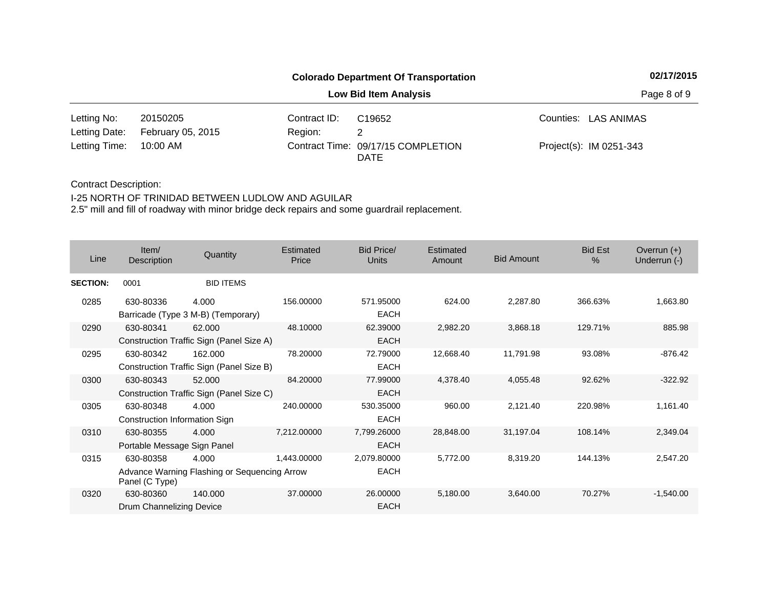**Colorado Department Of Transportation** — **02/17/2015**

**Low Bid Item Analysis**

| | | | | | |
|---|---|---|---|---|---|
| Letting No: | 20150205 | Contract ID: | C19652 | Counties: | LAS ANIMAS |
| Letting Date: | February 05, 2015 | Region: | 2 | | |
| Letting Time: | 10:00 AM | Contract Time: | 09/17/15 COMPLETION DATE | Project(s): | IM 0251-343 |

Contract Description:

I-25 NORTH OF TRINIDAD BETWEEN LUDLOW AND AGUILAR
2.5" mill and fill of roadway with minor bridge deck repairs and some guardrail replacement.

| Line | Item/ Description | Quantity | Estimated Price | Bid Price/ Units | Estimated Amount | Bid Amount | Bid Est % | Overrun (+) Underrun (-) |
|---|---|---|---|---|---|---|---|---|
| **SECTION:** | 0001 | BID ITEMS | | | | | | |
| 0285 | 630-80336 Barricade (Type 3 M-B) (Temporary) | 4.000 | 156.00000 | 571.95000 EACH | 624.00 | 2,287.80 | 366.63% | 1,663.80 |
| 0290 | 630-80341 Construction Traffic Sign (Panel Size A) | 62.000 | 48.10000 | 62.39000 EACH | 2,982.20 | 3,868.18 | 129.71% | 885.98 |
| 0295 | 630-80342 Construction Traffic Sign (Panel Size B) | 162.000 | 78.20000 | 72.79000 EACH | 12,668.40 | 11,791.98 | 93.08% | -876.42 |
| 0300 | 630-80343 Construction Traffic Sign (Panel Size C) | 52.000 | 84.20000 | 77.99000 EACH | 4,378.40 | 4,055.48 | 92.62% | -322.92 |
| 0305 | 630-80348 Construction Information Sign | 4.000 | 240.00000 | 530.35000 EACH | 960.00 | 2,121.40 | 220.98% | 1,161.40 |
| 0310 | 630-80355 Portable Message Sign Panel | 4.000 | 7,212.00000 | 7,799.26000 EACH | 28,848.00 | 31,197.04 | 108.14% | 2,349.04 |
| 0315 | 630-80358 Advance Warning Flashing or Sequencing Arrow Panel (C Type) | 4.000 | 1,443.00000 | 2,079.80000 EACH | 5,772.00 | 8,319.20 | 144.13% | 2,547.20 |
| 0320 | 630-80360 Drum Channelizing Device | 140.000 | 37.00000 | 26.00000 EACH | 5,180.00 | 3,640.00 | 70.27% | -1,540.00 |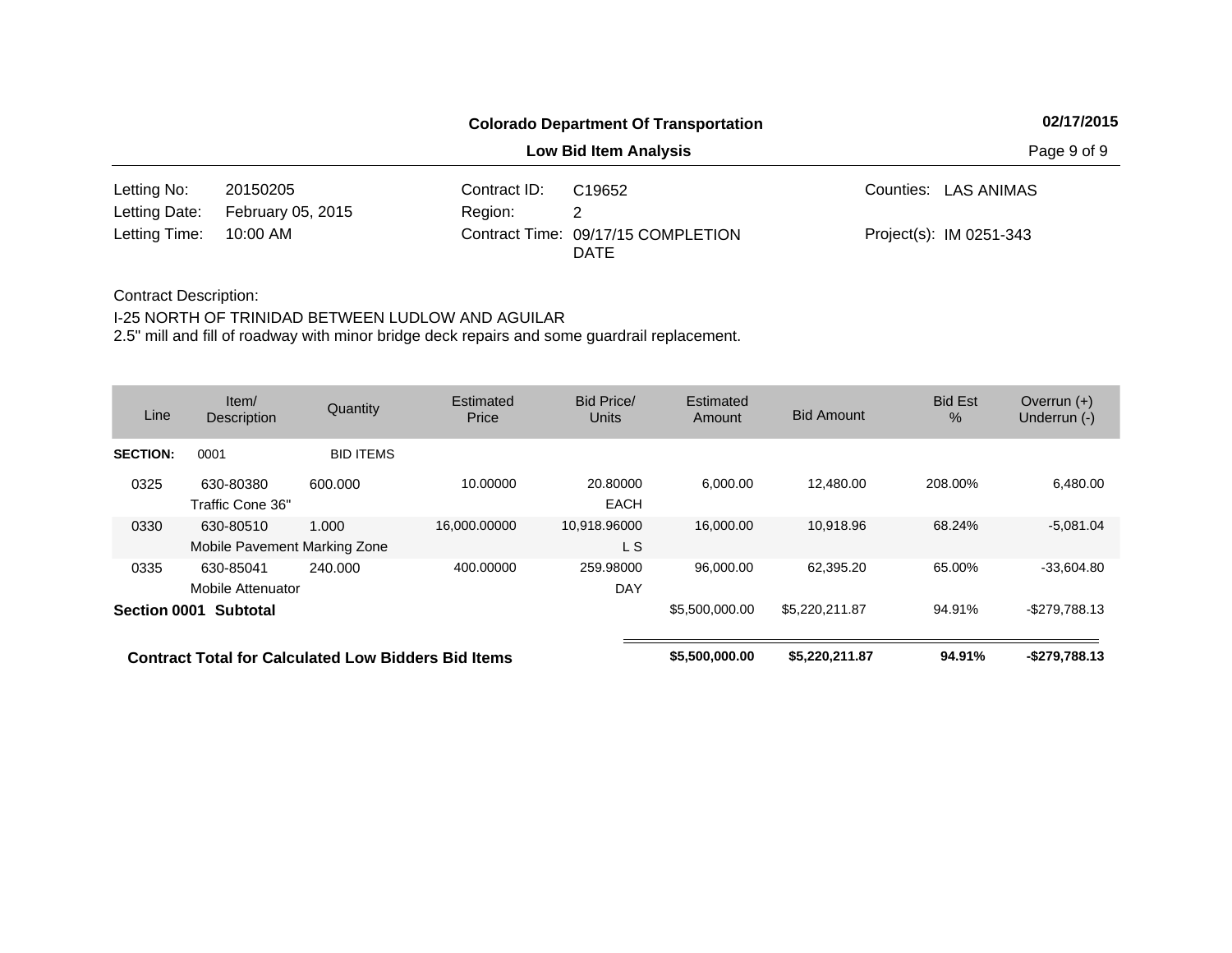**Colorado Department Of Transportation**

**Low Bid Item Analysis**

**02/17/2015**

| | | | | | |
|---|---|---|---|---|---|
| Letting No: | 20150205 | Contract ID: | C19652 | Counties: | LAS ANIMAS |
| Letting Date: | February 05, 2015 | Region: | 2 | | |
| Letting Time: | 10:00 AM | Contract Time: | 09/17/15 COMPLETION DATE | Project(s): | IM 0251-343 |

Contract Description:

I-25 NORTH OF TRINIDAD BETWEEN LUDLOW AND AGUILAR
2.5" mill and fill of roadway with minor bridge deck repairs and some guardrail replacement.

| Line | Item/ Description | Quantity | Estimated Price | Bid Price/ Units | Estimated Amount | Bid Amount | Bid Est % | Overrun (+) Underrun (-) |
|---|---|---|---|---|---|---|---|---|
| **SECTION:** | 0001 | BID ITEMS | | | | | | |
| 0325 | 630-80380 Traffic Cone 36" | 600.000 | 10.00000 | 20.80000 EACH | 6,000.00 | 12,480.00 | 208.00% | 6,480.00 |
| 0330 | 630-80510 Mobile Pavement Marking Zone | 1.000 | 16,000.00000 | 10,918.96000 L S | 16,000.00 | 10,918.96 | 68.24% | -5,081.04 |
| 0335 | 630-85041 Mobile Attenuator | 240.000 | 400.00000 | 259.98000 DAY | 96,000.00 | 62,395.20 | 65.00% | -33,604.80 |
| **Section 0001 Subtotal** | | | | | $5,500,000.00 | $5,220,211.87 | 94.91% | -$279,788.13 |
| **Contract Total for Calculated Low Bidders Bid Items** | | | | | **$5,500,000.00** | **$5,220,211.87** | **94.91%** | **-$279,788.13** |